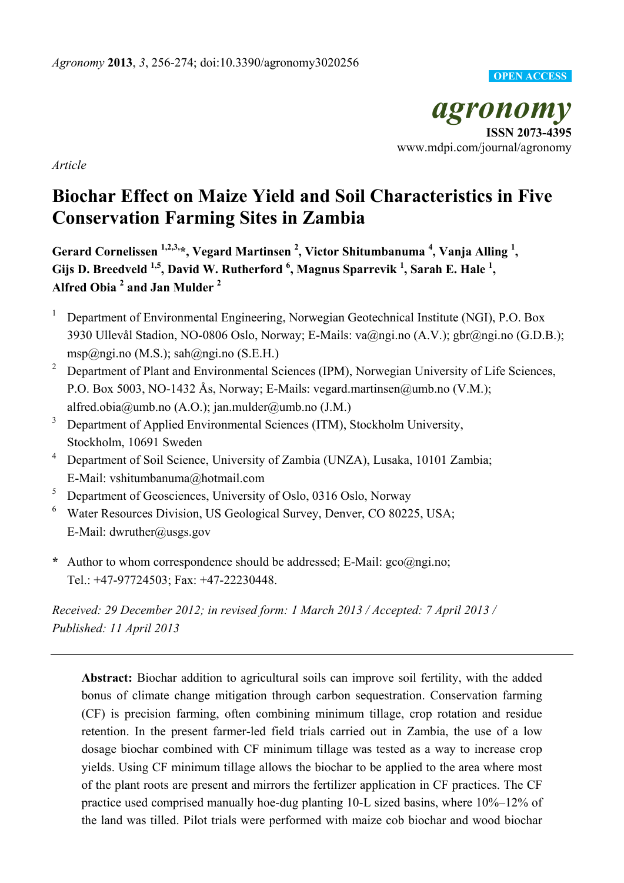*Agronomy* **2013**, *3*, 256-274; doi:10.3390/agronomy3020256

OPEN ACCESS

***agronomy***
**ISSN 2073-4395**
www.mdpi.com/journal/agronomy

*Article*

# Biochar Effect on Maize Yield and Soil Characteristics in Five Conservation Farming Sites in Zambia

**Gerard Cornelissen [1,2,3,*], Vegard Martinsen [2], Victor Shitumbanuma [4], Vanja Alling [1], Gijs D. Breedveld [1,5], David W. Rutherford [6], Magnus Sparrevik [1], Sarah E. Hale [1], Alfred Obia [2] and Jan Mulder [2]**

1. Department of Environmental Engineering, Norwegian Geotechnical Institute (NGI), P.O. Box 3930 Ullevål Stadion, NO-0806 Oslo, Norway; E-Mails: va@ngi.no (A.V.); gbr@ngi.no (G.D.B.); msp@ngi.no (M.S.); sah@ngi.no (S.E.H.)
2. Department of Plant and Environmental Sciences (IPM), Norwegian University of Life Sciences, P.O. Box 5003, NO-1432 Ås, Norway; E-Mails: vegard.martinsen@umb.no (V.M.); alfred.obia@umb.no (A.O.); jan.mulder@umb.no (J.M.)
3. Department of Applied Environmental Sciences (ITM), Stockholm University, Stockholm, 10691 Sweden
4. Department of Soil Science, University of Zambia (UNZA), Lusaka, 10101 Zambia; E-Mail: vshitumbanuma@hotmail.com
5. Department of Geosciences, University of Oslo, 0316 Oslo, Norway
6. Water Resources Division, US Geological Survey, Denver, CO 80225, USA; E-Mail: dwruther@usgs.gov

**\*** Author to whom correspondence should be addressed; E-Mail: gco@ngi.no; Tel.: +47-97724503; Fax: +47-22230448.

*Received: 29 December 2012; in revised form: 1 March 2013 / Accepted: 7 April 2013 / Published: 11 April 2013*

---

**Abstract:** Biochar addition to agricultural soils can improve soil fertility, with the added bonus of climate change mitigation through carbon sequestration. Conservation farming (CF) is precision farming, often combining minimum tillage, crop rotation and residue retention. In the present farmer-led field trials carried out in Zambia, the use of a low dosage biochar combined with CF minimum tillage was tested as a way to increase crop yields. Using CF minimum tillage allows the biochar to be applied to the area where most of the plant roots are present and mirrors the fertilizer application in CF practices. The CF practice used comprised manually hoe-dug planting 10-L sized basins, where 10%–12% of the land was tilled. Pilot trials were performed with maize cob biochar and wood biochar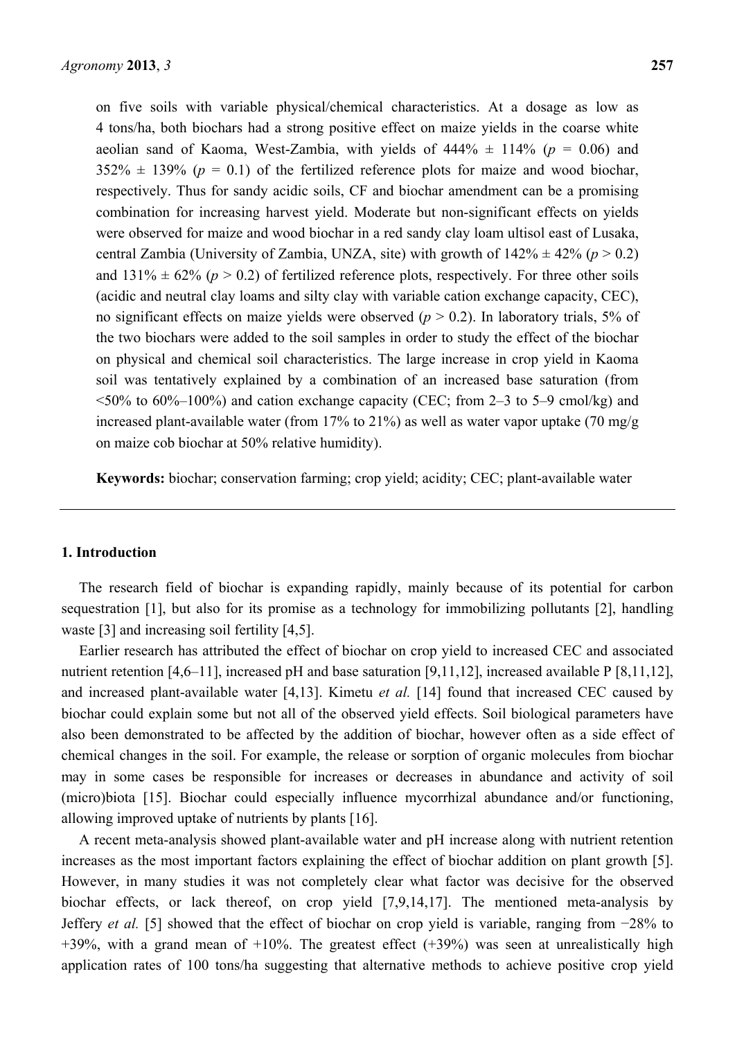on five soils with variable physical/chemical characteristics. At a dosage as low as 4 tons/ha, both biochars had a strong positive effect on maize yields in the coarse white aeolian sand of Kaoma, West-Zambia, with yields of 444% ± 114% ($p$ = 0.06) and 352% ± 139% ($p$ = 0.1) of the fertilized reference plots for maize and wood biochar, respectively. Thus for sandy acidic soils, CF and biochar amendment can be a promising combination for increasing harvest yield. Moderate but non-significant effects on yields were observed for maize and wood biochar in a red sandy clay loam ultisol east of Lusaka, central Zambia (University of Zambia, UNZA, site) with growth of 142% ± 42% ($p$ > 0.2) and 131% ± 62% ($p$ > 0.2) of fertilized reference plots, respectively. For three other soils (acidic and neutral clay loams and silty clay with variable cation exchange capacity, CEC), no significant effects on maize yields were observed ($p$ > 0.2). In laboratory trials, 5% of the two biochars were added to the soil samples in order to study the effect of the biochar on physical and chemical soil characteristics. The large increase in crop yield in Kaoma soil was tentatively explained by a combination of an increased base saturation (from <50% to 60%–100%) and cation exchange capacity (CEC; from 2–3 to 5–9 cmol/kg) and increased plant-available water (from 17% to 21%) as well as water vapor uptake (70 mg/g on maize cob biochar at 50% relative humidity).

**Keywords:** biochar; conservation farming; crop yield; acidity; CEC; plant-available water

## 1. Introduction

The research field of biochar is expanding rapidly, mainly because of its potential for carbon sequestration [1], but also for its promise as a technology for immobilizing pollutants [2], handling waste [3] and increasing soil fertility [4,5].

Earlier research has attributed the effect of biochar on crop yield to increased CEC and associated nutrient retention [4,6–11], increased pH and base saturation [9,11,12], increased available P [8,11,12], and increased plant-available water [4,13]. Kimetu *et al.* [14] found that increased CEC caused by biochar could explain some but not all of the observed yield effects. Soil biological parameters have also been demonstrated to be affected by the addition of biochar, however often as a side effect of chemical changes in the soil. For example, the release or sorption of organic molecules from biochar may in some cases be responsible for increases or decreases in abundance and activity of soil (micro)biota [15]. Biochar could especially influence mycorrhizal abundance and/or functioning, allowing improved uptake of nutrients by plants [16].

A recent meta-analysis showed plant-available water and pH increase along with nutrient retention increases as the most important factors explaining the effect of biochar addition on plant growth [5]. However, in many studies it was not completely clear what factor was decisive for the observed biochar effects, or lack thereof, on crop yield [7,9,14,17]. The mentioned meta-analysis by Jeffery *et al.* [5] showed that the effect of biochar on crop yield is variable, ranging from −28% to +39%, with a grand mean of +10%. The greatest effect (+39%) was seen at unrealistically high application rates of 100 tons/ha suggesting that alternative methods to achieve positive crop yield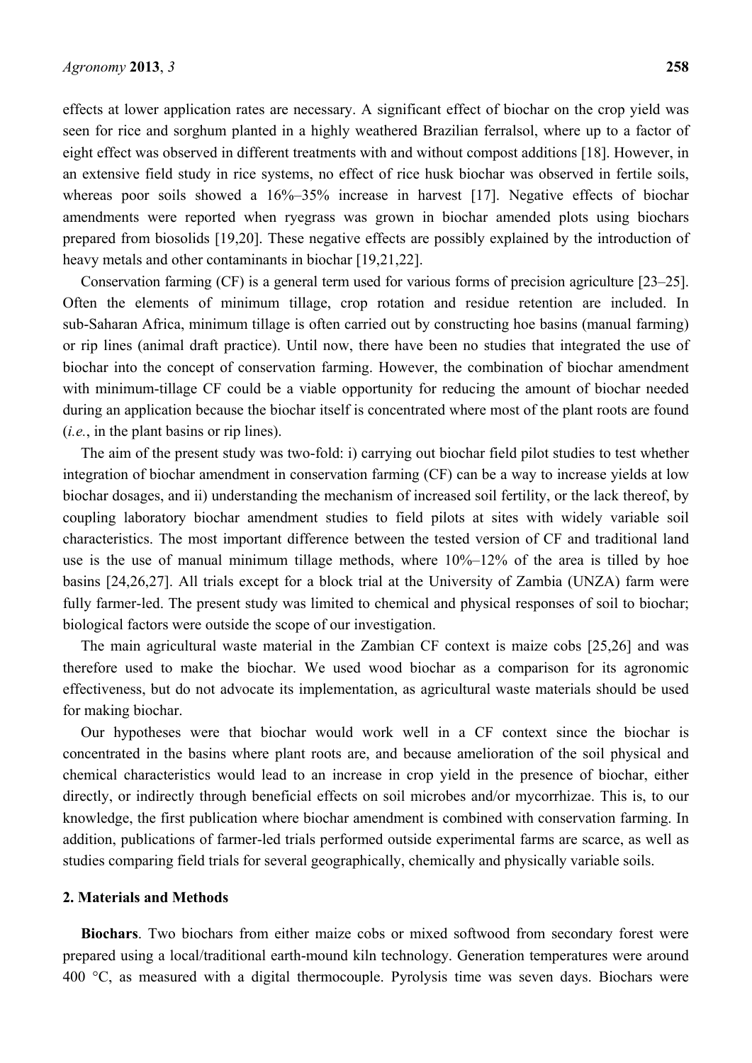effects at lower application rates are necessary. A significant effect of biochar on the crop yield was seen for rice and sorghum planted in a highly weathered Brazilian ferralsol, where up to a factor of eight effect was observed in different treatments with and without compost additions [18]. However, in an extensive field study in rice systems, no effect of rice husk biochar was observed in fertile soils, whereas poor soils showed a 16%–35% increase in harvest [17]. Negative effects of biochar amendments were reported when ryegrass was grown in biochar amended plots using biochars prepared from biosolids [19,20]. These negative effects are possibly explained by the introduction of heavy metals and other contaminants in biochar [19,21,22].

Conservation farming (CF) is a general term used for various forms of precision agriculture [23–25]. Often the elements of minimum tillage, crop rotation and residue retention are included. In sub-Saharan Africa, minimum tillage is often carried out by constructing hoe basins (manual farming) or rip lines (animal draft practice). Until now, there have been no studies that integrated the use of biochar into the concept of conservation farming. However, the combination of biochar amendment with minimum-tillage CF could be a viable opportunity for reducing the amount of biochar needed during an application because the biochar itself is concentrated where most of the plant roots are found (*i.e.*, in the plant basins or rip lines).

The aim of the present study was two-fold: i) carrying out biochar field pilot studies to test whether integration of biochar amendment in conservation farming (CF) can be a way to increase yields at low biochar dosages, and ii) understanding the mechanism of increased soil fertility, or the lack thereof, by coupling laboratory biochar amendment studies to field pilots at sites with widely variable soil characteristics. The most important difference between the tested version of CF and traditional land use is the use of manual minimum tillage methods, where 10%–12% of the area is tilled by hoe basins [24,26,27]. All trials except for a block trial at the University of Zambia (UNZA) farm were fully farmer-led. The present study was limited to chemical and physical responses of soil to biochar; biological factors were outside the scope of our investigation.

The main agricultural waste material in the Zambian CF context is maize cobs [25,26] and was therefore used to make the biochar. We used wood biochar as a comparison for its agronomic effectiveness, but do not advocate its implementation, as agricultural waste materials should be used for making biochar.

Our hypotheses were that biochar would work well in a CF context since the biochar is concentrated in the basins where plant roots are, and because amelioration of the soil physical and chemical characteristics would lead to an increase in crop yield in the presence of biochar, either directly, or indirectly through beneficial effects on soil microbes and/or mycorrhizae. This is, to our knowledge, the first publication where biochar amendment is combined with conservation farming. In addition, publications of farmer-led trials performed outside experimental farms are scarce, as well as studies comparing field trials for several geographically, chemically and physically variable soils.

## 2. Materials and Methods

**Biochars**. Two biochars from either maize cobs or mixed softwood from secondary forest were prepared using a local/traditional earth-mound kiln technology. Generation temperatures were around 400 °C, as measured with a digital thermocouple. Pyrolysis time was seven days. Biochars were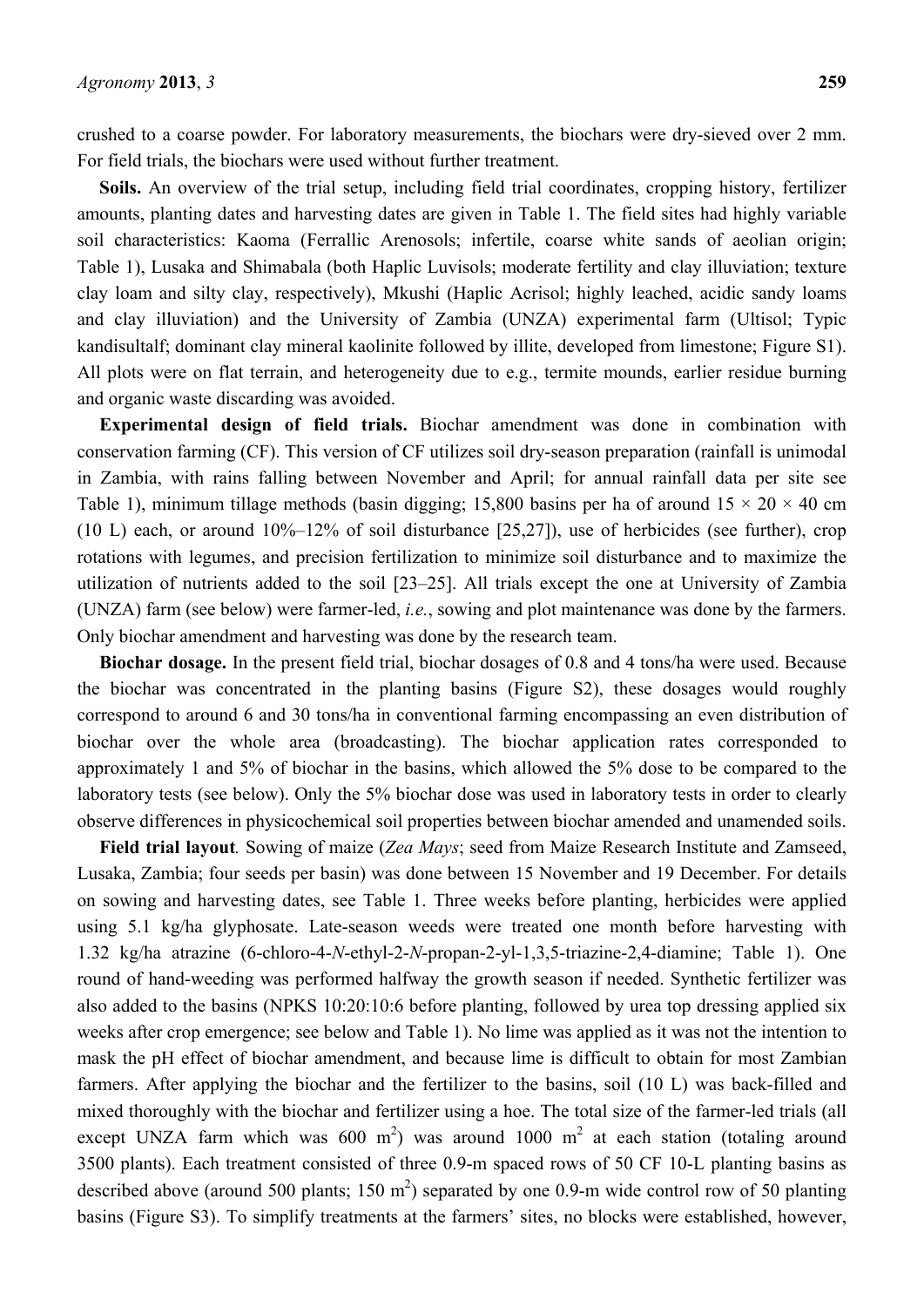crushed to a coarse powder. For laboratory measurements, the biochars were dry-sieved over 2 mm. For field trials, the biochars were used without further treatment.

**Soils.** An overview of the trial setup, including field trial coordinates, cropping history, fertilizer amounts, planting dates and harvesting dates are given in Table 1. The field sites had highly variable soil characteristics: Kaoma (Ferrallic Arenosols; infertile, coarse white sands of aeolian origin; Table 1), Lusaka and Shimabala (both Haplic Luvisols; moderate fertility and clay illuviation; texture clay loam and silty clay, respectively), Mkushi (Haplic Acrisol; highly leached, acidic sandy loams and clay illuviation) and the University of Zambia (UNZA) experimental farm (Ultisol; Typic kandisultalf; dominant clay mineral kaolinite followed by illite, developed from limestone; Figure S1). All plots were on flat terrain, and heterogeneity due to e.g., termite mounds, earlier residue burning and organic waste discarding was avoided.

**Experimental design of field trials.** Biochar amendment was done in combination with conservation farming (CF). This version of CF utilizes soil dry-season preparation (rainfall is unimodal in Zambia, with rains falling between November and April; for annual rainfall data per site see Table 1), minimum tillage methods (basin digging; 15,800 basins per ha of around 15 × 20 × 40 cm (10 L) each, or around 10%–12% of soil disturbance [25,27]), use of herbicides (see further), crop rotations with legumes, and precision fertilization to minimize soil disturbance and to maximize the utilization of nutrients added to the soil [23–25]. All trials except the one at University of Zambia (UNZA) farm (see below) were farmer-led, *i.e.*, sowing and plot maintenance was done by the farmers. Only biochar amendment and harvesting was done by the research team.

**Biochar dosage.** In the present field trial, biochar dosages of 0.8 and 4 tons/ha were used. Because the biochar was concentrated in the planting basins (Figure S2), these dosages would roughly correspond to around 6 and 30 tons/ha in conventional farming encompassing an even distribution of biochar over the whole area (broadcasting). The biochar application rates corresponded to approximately 1 and 5% of biochar in the basins, which allowed the 5% dose to be compared to the laboratory tests (see below). Only the 5% biochar dose was used in laboratory tests in order to clearly observe differences in physicochemical soil properties between biochar amended and unamended soils.

**Field trial layout***.* Sowing of maize (*Zea Mays*; seed from Maize Research Institute and Zamseed, Lusaka, Zambia; four seeds per basin) was done between 15 November and 19 December. For details on sowing and harvesting dates, see Table 1. Three weeks before planting, herbicides were applied using 5.1 kg/ha glyphosate. Late-season weeds were treated one month before harvesting with 1.32 kg/ha atrazine (6-chloro-4-*N*-ethyl-2-*N*-propan-2-yl-1,3,5-triazine-2,4-diamine; Table 1). One round of hand-weeding was performed halfway the growth season if needed. Synthetic fertilizer was also added to the basins (NPKS 10:20:10:6 before planting, followed by urea top dressing applied six weeks after crop emergence; see below and Table 1). No lime was applied as it was not the intention to mask the pH effect of biochar amendment, and because lime is difficult to obtain for most Zambian farmers. After applying the biochar and the fertilizer to the basins, soil (10 L) was back-filled and mixed thoroughly with the biochar and fertilizer using a hoe. The total size of the farmer-led trials (all except UNZA farm which was 600 $m^2$) was around 1000 $m^2$ at each station (totaling around 3500 plants). Each treatment consisted of three 0.9-m spaced rows of 50 CF 10-L planting basins as described above (around 500 plants; 150 $m^2$) separated by one 0.9-m wide control row of 50 planting basins (Figure S3). To simplify treatments at the farmers' sites, no blocks were established, however,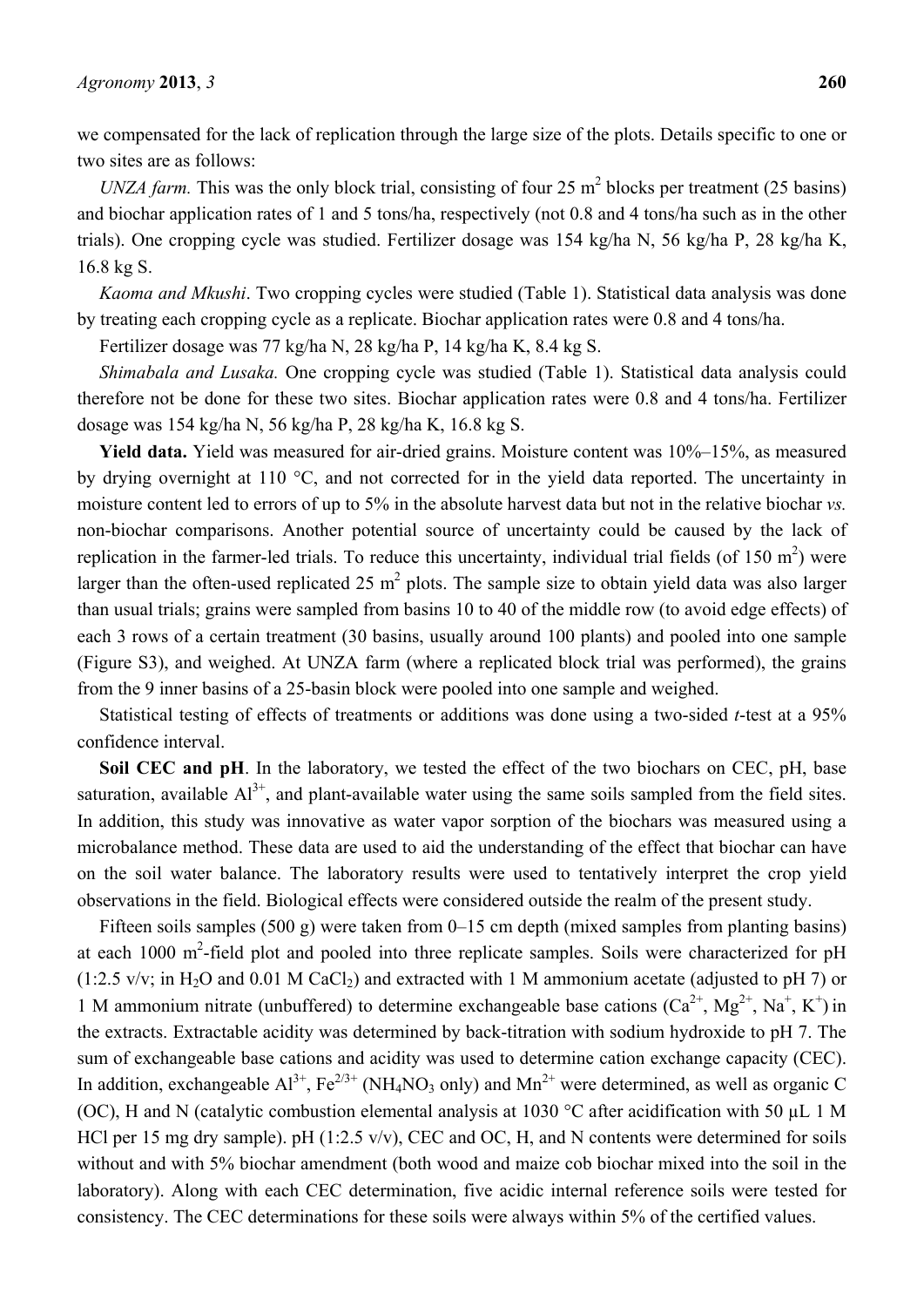we compensated for the lack of replication through the large size of the plots. Details specific to one or two sites are as follows:

*UNZA farm.* This was the only block trial, consisting of four 25 $m^2$ blocks per treatment (25 basins) and biochar application rates of 1 and 5 tons/ha, respectively (not 0.8 and 4 tons/ha such as in the other trials). One cropping cycle was studied. Fertilizer dosage was 154 kg/ha N, 56 kg/ha P, 28 kg/ha K, 16.8 kg S.

*Kaoma and Mkushi*. Two cropping cycles were studied (Table 1). Statistical data analysis was done by treating each cropping cycle as a replicate. Biochar application rates were 0.8 and 4 tons/ha.

Fertilizer dosage was 77 kg/ha N, 28 kg/ha P, 14 kg/ha K, 8.4 kg S.

*Shimabala and Lusaka.* One cropping cycle was studied (Table 1). Statistical data analysis could therefore not be done for these two sites. Biochar application rates were 0.8 and 4 tons/ha. Fertilizer dosage was 154 kg/ha N, 56 kg/ha P, 28 kg/ha K, 16.8 kg S.

**Yield data.** Yield was measured for air-dried grains. Moisture content was 10%–15%, as measured by drying overnight at 110 °C, and not corrected for in the yield data reported. The uncertainty in moisture content led to errors of up to 5% in the absolute harvest data but not in the relative biochar *vs.* non-biochar comparisons. Another potential source of uncertainty could be caused by the lack of replication in the farmer-led trials. To reduce this uncertainty, individual trial fields (of 150 $m^2$) were larger than the often-used replicated 25 $m^2$ plots. The sample size to obtain yield data was also larger than usual trials; grains were sampled from basins 10 to 40 of the middle row (to avoid edge effects) of each 3 rows of a certain treatment (30 basins, usually around 100 plants) and pooled into one sample (Figure S3), and weighed. At UNZA farm (where a replicated block trial was performed), the grains from the 9 inner basins of a 25-basin block were pooled into one sample and weighed.

Statistical testing of effects of treatments or additions was done using a two-sided *t*-test at a 95% confidence interval.

**Soil CEC and pH**. In the laboratory, we tested the effect of the two biochars on CEC, pH, base saturation, available $Al^{3+}$, and plant-available water using the same soils sampled from the field sites. In addition, this study was innovative as water vapor sorption of the biochars was measured using a microbalance method. These data are used to aid the understanding of the effect that biochar can have on the soil water balance. The laboratory results were used to tentatively interpret the crop yield observations in the field. Biological effects were considered outside the realm of the present study.

Fifteen soils samples (500 g) were taken from 0–15 cm depth (mixed samples from planting basins) at each 1000 $m^2$-field plot and pooled into three replicate samples. Soils were characterized for pH (1:2.5 v/v; in $H_2O$ and 0.01 M $CaCl_2$) and extracted with 1 M ammonium acetate (adjusted to pH 7) or 1 M ammonium nitrate (unbuffered) to determine exchangeable base cations ($Ca^{2+}$, $Mg^{2+}$, $Na^+$, $K^+$) in the extracts. Extractable acidity was determined by back-titration with sodium hydroxide to pH 7. The sum of exchangeable base cations and acidity was used to determine cation exchange capacity (CEC). In addition, exchangeable $Al^{3+}$, $Fe^{2/3+}$ ($NH_4NO_3$ only) and $Mn^{2+}$ were determined, as well as organic C (OC), H and N (catalytic combustion elemental analysis at 1030 °C after acidification with 50 µL 1 M HCl per 15 mg dry sample). pH (1:2.5 v/v), CEC and OC, H, and N contents were determined for soils without and with 5% biochar amendment (both wood and maize cob biochar mixed into the soil in the laboratory). Along with each CEC determination, five acidic internal reference soils were tested for consistency. The CEC determinations for these soils were always within 5% of the certified values.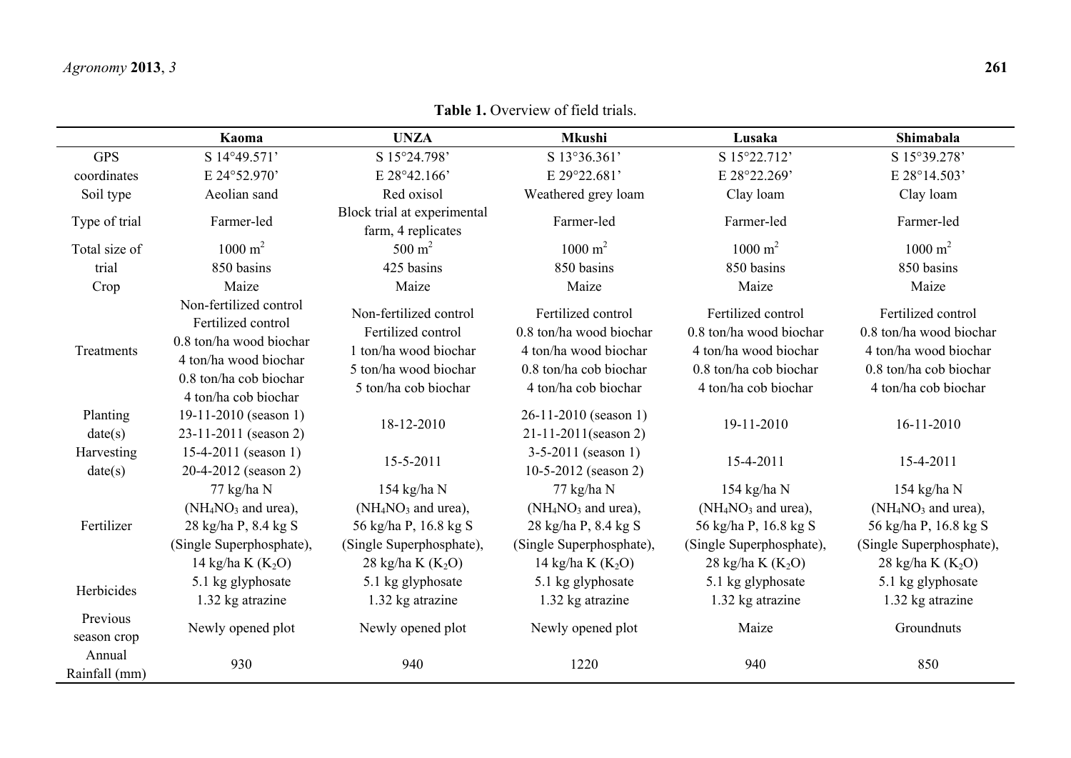**Table 1.** Overview of field trials.

| | Kaoma | UNZA | Mkushi | Lusaka | Shimabala |
|---|---|---|---|---|---|
| GPS coordinates | S 14°49.571' E 24°52.970' | S 15°24.798' E 28°42.166' | S 13°36.361' E 29°22.681' | S 15°22.712' E 28°22.269' | S 15°39.278' E 28°14.503' |
| Soil type | Aeolian sand | Red oxisol | Weathered grey loam | Clay loam | Clay loam |
| Type of trial | Farmer-led | Block trial at experimental farm, 4 replicates | Farmer-led | Farmer-led | Farmer-led |
| Total size of trial | 1000 $m^2$ 850 basins | 500 $m^2$ 425 basins | 1000 $m^2$ 850 basins | 1000 $m^2$ 850 basins | 1000 $m^2$ 850 basins |
| Crop | Maize | Maize | Maize | Maize | Maize |
| Treatments | Non-fertilized control Fertilized control 0.8 ton/ha wood biochar 4 ton/ha wood biochar 0.8 ton/ha cob biochar 4 ton/ha cob biochar | Non-fertilized control Fertilized control 1 ton/ha wood biochar 5 ton/ha wood biochar 5 ton/ha cob biochar | Fertilized control 0.8 ton/ha wood biochar 4 ton/ha wood biochar 0.8 ton/ha cob biochar 4 ton/ha cob biochar | Fertilized control 0.8 ton/ha wood biochar 4 ton/ha wood biochar 0.8 ton/ha cob biochar 4 ton/ha cob biochar | Fertilized control 0.8 ton/ha wood biochar 4 ton/ha wood biochar 0.8 ton/ha cob biochar 4 ton/ha cob biochar |
| Planting date(s) | 19-11-2010 (season 1) 23-11-2011 (season 2) | 18-12-2010 | 26-11-2010 (season 1) 21-11-2011(season 2) | 19-11-2010 | 16-11-2010 |
| Harvesting date(s) | 15-4-2011 (season 1) 20-4-2012 (season 2) | 15-5-2011 | 3-5-2011 (season 1) 10-5-2012 (season 2) | 15-4-2011 | 15-4-2011 |
| Fertilizer | 77 kg/ha N ($NH_4NO_3$ and urea), 28 kg/ha P, 8.4 kg S (Single Superphosphate), 14 kg/ha K ($K_2O$) | 154 kg/ha N ($NH_4NO_3$ and urea), 56 kg/ha P, 16.8 kg S (Single Superphosphate), 28 kg/ha K ($K_2O$) | 77 kg/ha N ($NH_4NO_3$ and urea), 28 kg/ha P, 8.4 kg S (Single Superphosphate), 14 kg/ha K ($K_2O$) | 154 kg/ha N ($NH_4NO_3$ and urea), 56 kg/ha P, 16.8 kg S (Single Superphosphate), 28 kg/ha K ($K_2O$) | 154 kg/ha N ($NH_4NO_3$ and urea), 56 kg/ha P, 16.8 kg S (Single Superphosphate), 28 kg/ha K ($K_2O$) |
| Herbicides | 5.1 kg glyphosate 1.32 kg atrazine | 5.1 kg glyphosate 1.32 kg atrazine | 5.1 kg glyphosate 1.32 kg atrazine | 5.1 kg glyphosate 1.32 kg atrazine | 5.1 kg glyphosate 1.32 kg atrazine |
| Previous season crop | Newly opened plot | Newly opened plot | Newly opened plot | Maize | Groundnuts |
| Annual Rainfall (mm) | 930 | 940 | 1220 | 940 | 850 |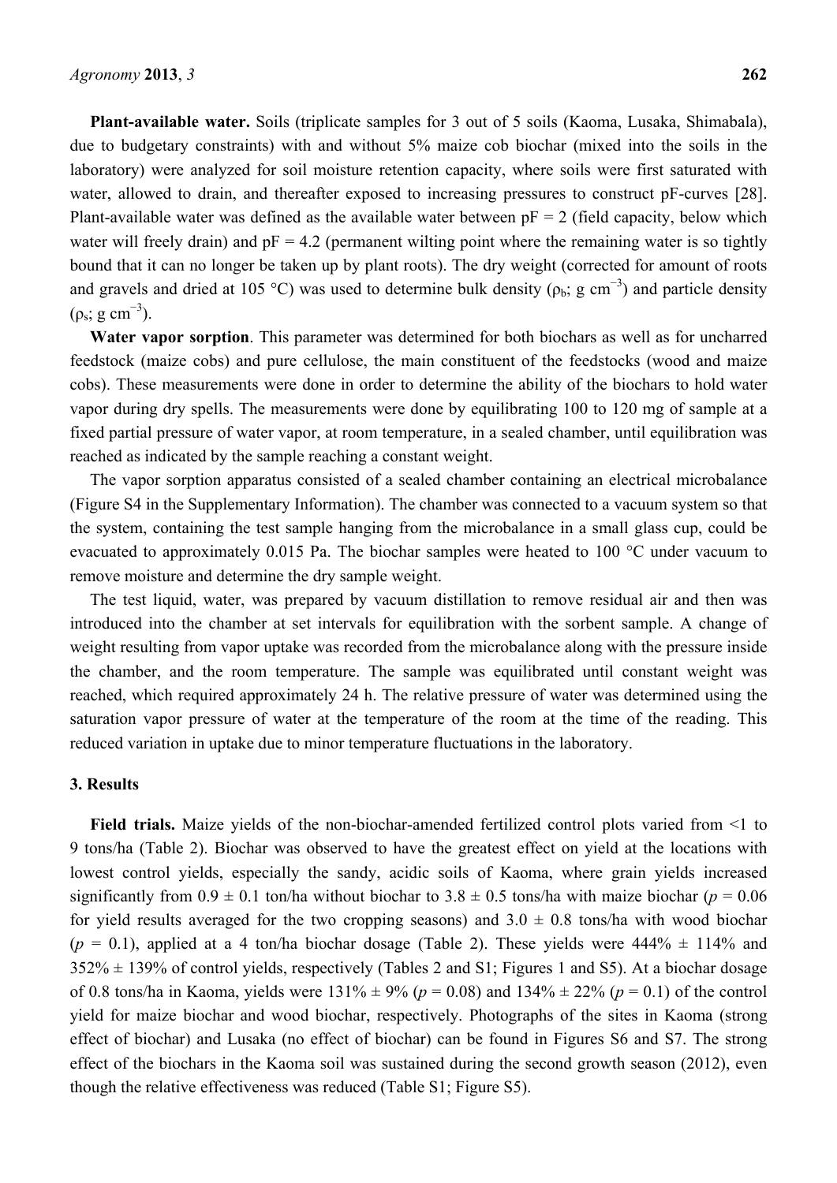**Plant-available water.** Soils (triplicate samples for 3 out of 5 soils (Kaoma, Lusaka, Shimabala), due to budgetary constraints) with and without 5% maize cob biochar (mixed into the soils in the laboratory) were analyzed for soil moisture retention capacity, where soils were first saturated with water, allowed to drain, and thereafter exposed to increasing pressures to construct pF-curves [28]. Plant-available water was defined as the available water between pF = 2 (field capacity, below which water will freely drain) and pF = 4.2 (permanent wilting point where the remaining water is so tightly bound that it can no longer be taken up by plant roots). The dry weight (corrected for amount of roots and gravels and dried at 105 °C) was used to determine bulk density ($\rho_b$; g cm$^{-3}$) and particle density ($\rho_s$; g cm$^{-3}$).

**Water vapor sorption**. This parameter was determined for both biochars as well as for uncharred feedstock (maize cobs) and pure cellulose, the main constituent of the feedstocks (wood and maize cobs). These measurements were done in order to determine the ability of the biochars to hold water vapor during dry spells. The measurements were done by equilibrating 100 to 120 mg of sample at a fixed partial pressure of water vapor, at room temperature, in a sealed chamber, until equilibration was reached as indicated by the sample reaching a constant weight.

The vapor sorption apparatus consisted of a sealed chamber containing an electrical microbalance (Figure S4 in the Supplementary Information). The chamber was connected to a vacuum system so that the system, containing the test sample hanging from the microbalance in a small glass cup, could be evacuated to approximately 0.015 Pa. The biochar samples were heated to 100 °C under vacuum to remove moisture and determine the dry sample weight.

The test liquid, water, was prepared by vacuum distillation to remove residual air and then was introduced into the chamber at set intervals for equilibration with the sorbent sample. A change of weight resulting from vapor uptake was recorded from the microbalance along with the pressure inside the chamber, and the room temperature. The sample was equilibrated until constant weight was reached, which required approximately 24 h. The relative pressure of water was determined using the saturation vapor pressure of water at the temperature of the room at the time of the reading. This reduced variation in uptake due to minor temperature fluctuations in the laboratory.

## 3. Results

**Field trials.** Maize yields of the non-biochar-amended fertilized control plots varied from <1 to 9 tons/ha (Table 2). Biochar was observed to have the greatest effect on yield at the locations with lowest control yields, especially the sandy, acidic soils of Kaoma, where grain yields increased significantly from 0.9 ± 0.1 ton/ha without biochar to 3.8 ± 0.5 tons/ha with maize biochar ($p = 0.06$ for yield results averaged for the two cropping seasons) and 3.0 ± 0.8 tons/ha with wood biochar ($p = 0.1$), applied at a 4 ton/ha biochar dosage (Table 2). These yields were 444% ± 114% and 352% ± 139% of control yields, respectively (Tables 2 and S1; Figures 1 and S5). At a biochar dosage of 0.8 tons/ha in Kaoma, yields were 131% ± 9% ($p = 0.08$) and 134% ± 22% ($p = 0.1$) of the control yield for maize biochar and wood biochar, respectively. Photographs of the sites in Kaoma (strong effect of biochar) and Lusaka (no effect of biochar) can be found in Figures S6 and S7. The strong effect of the biochars in the Kaoma soil was sustained during the second growth season (2012), even though the relative effectiveness was reduced (Table S1; Figure S5).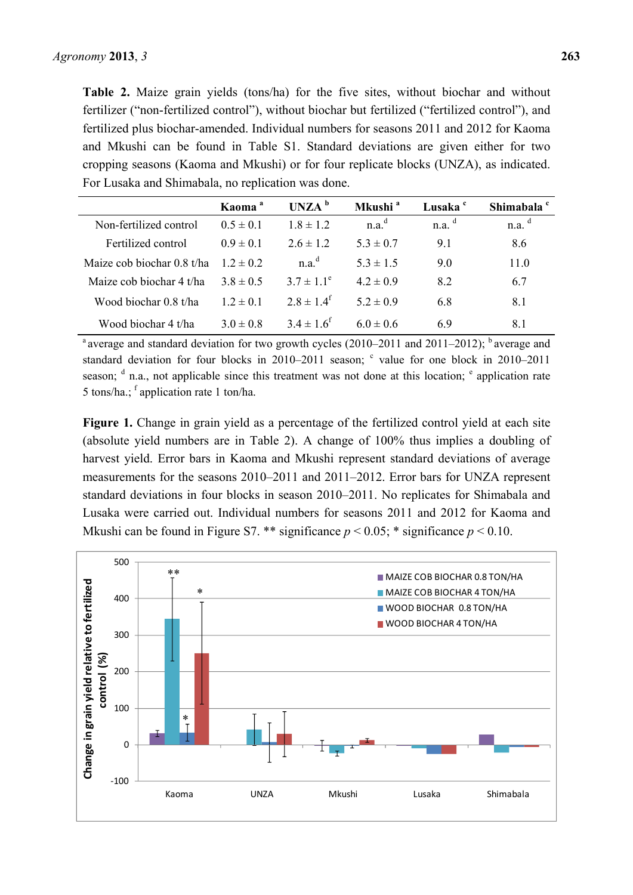**Table 2.** Maize grain yields (tons/ha) for the five sites, without biochar and without fertilizer ("non-fertilized control"), without biochar but fertilized ("fertilized control"), and fertilized plus biochar-amended. Individual numbers for seasons 2011 and 2012 for Kaoma and Mkushi can be found in Table S1. Standard deviations are given either for two cropping seasons (Kaoma and Mkushi) or for four replicate blocks (UNZA), as indicated. For Lusaka and Shimabala, no replication was done.

| | Kaoma [a] | UNZA [b] | Mkushi [a] | Lusaka [c] | Shimabala [c] |
|---|---|---|---|---|---|
| Non-fertilized control | 0.5 ± 0.1 | 1.8 ± 1.2 | n.a.[d] | n.a. [d] | n.a. [d] |
| Fertilized control | 0.9 ± 0.1 | 2.6 ± 1.2 | 5.3 ± 0.7 | 9.1 | 8.6 |
| Maize cob biochar 0.8 t/ha | 1.2 ± 0.2 | n.a.[d] | 5.3 ± 1.5 | 9.0 | 11.0 |
| Maize cob biochar 4 t/ha | 3.8 ± 0.5 | 3.7 ± 1.1[e] | 4.2 ± 0.9 | 8.2 | 6.7 |
| Wood biochar 0.8 t/ha | 1.2 ± 0.1 | 2.8 ± 1.4[f] | 5.2 ± 0.9 | 6.8 | 8.1 |
| Wood biochar 4 t/ha | 3.0 ± 0.8 | 3.4 ± 1.6[f] | 6.0 ± 0.6 | 6.9 | 8.1 |

[a] average and standard deviation for two growth cycles (2010–2011 and 2011–2012); [b] average and standard deviation for four blocks in 2010–2011 season; [c] value for one block in 2010–2011 season; [d] n.a., not applicable since this treatment was not done at this location; [e] application rate 5 tons/ha.; [f] application rate 1 ton/ha.

**Figure 1.** Change in grain yield as a percentage of the fertilized control yield at each site (absolute yield numbers are in Table 2). A change of 100% thus implies a doubling of harvest yield. Error bars in Kaoma and Mkushi represent standard deviations of average measurements for the seasons 2010–2011 and 2011–2012. Error bars for UNZA represent standard deviations in four blocks in season 2010–2011. No replicates for Shimabala and Lusaka were carried out. Individual numbers for seasons 2011 and 2012 for Kaoma and Mkushi can be found in Figure S7. ** significance $p < 0.05$; * significance $p < 0.10$.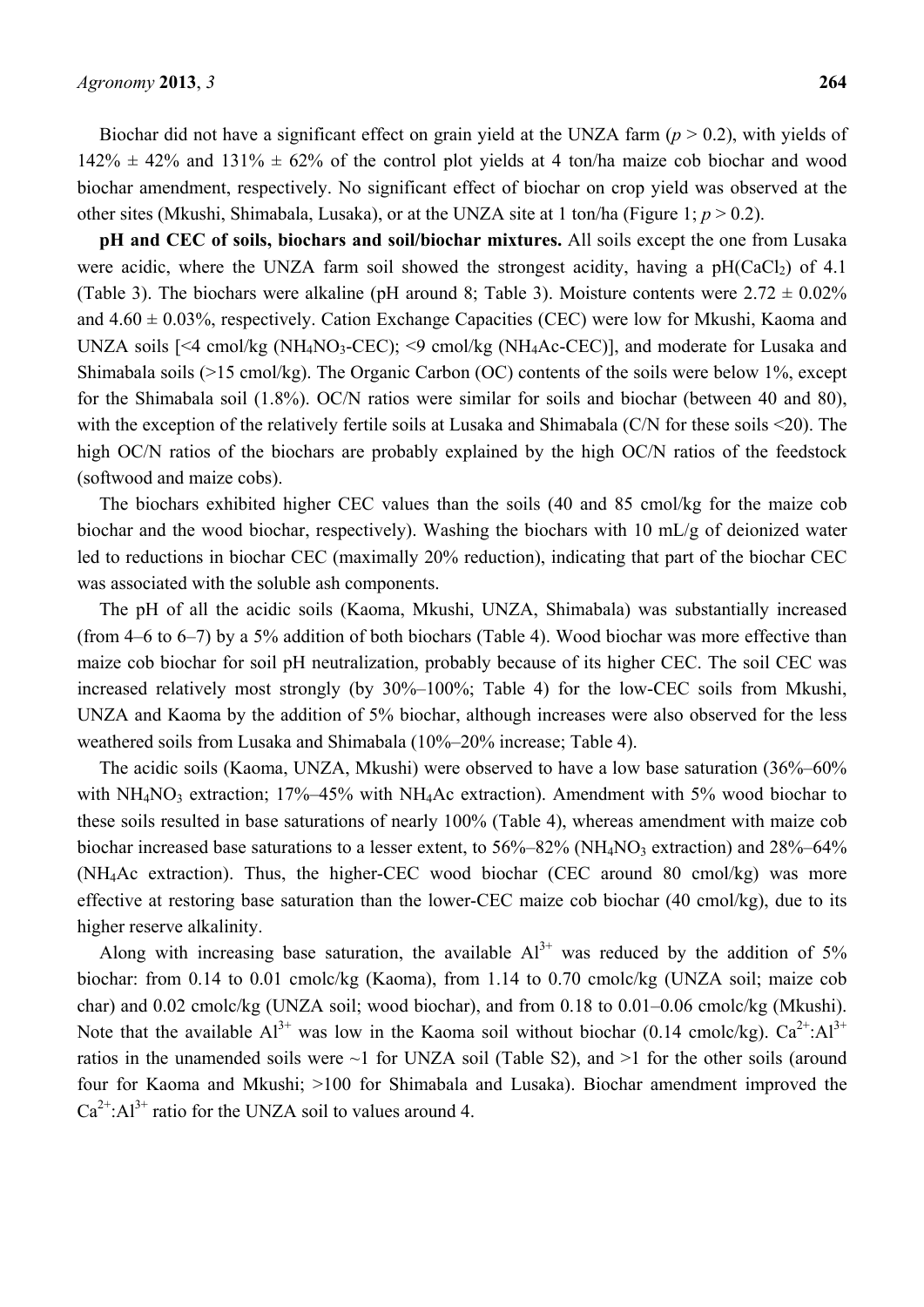Biochar did not have a significant effect on grain yield at the UNZA farm ($p > 0.2$), with yields of 142% ± 42% and 131% ± 62% of the control plot yields at 4 ton/ha maize cob biochar and wood biochar amendment, respectively. No significant effect of biochar on crop yield was observed at the other sites (Mkushi, Shimabala, Lusaka), or at the UNZA site at 1 ton/ha (Figure 1; $p > 0.2$).

**pH and CEC of soils, biochars and soil/biochar mixtures.** All soils except the one from Lusaka were acidic, where the UNZA farm soil showed the strongest acidity, having a pH($CaCl_2$) of 4.1 (Table 3). The biochars were alkaline (pH around 8; Table 3). Moisture contents were 2.72 ± 0.02% and 4.60 ± 0.03%, respectively. Cation Exchange Capacities (CEC) were low for Mkushi, Kaoma and UNZA soils [<4 cmol/kg ($NH_4NO_3$-CEC); <9 cmol/kg ($NH_4Ac$-CEC)], and moderate for Lusaka and Shimabala soils (>15 cmol/kg). The Organic Carbon (OC) contents of the soils were below 1%, except for the Shimabala soil (1.8%). OC/N ratios were similar for soils and biochar (between 40 and 80), with the exception of the relatively fertile soils at Lusaka and Shimabala (C/N for these soils <20). The high OC/N ratios of the biochars are probably explained by the high OC/N ratios of the feedstock (softwood and maize cobs).

The biochars exhibited higher CEC values than the soils (40 and 85 cmol/kg for the maize cob biochar and the wood biochar, respectively). Washing the biochars with 10 mL/g of deionized water led to reductions in biochar CEC (maximally 20% reduction), indicating that part of the biochar CEC was associated with the soluble ash components.

The pH of all the acidic soils (Kaoma, Mkushi, UNZA, Shimabala) was substantially increased (from 4–6 to 6–7) by a 5% addition of both biochars (Table 4). Wood biochar was more effective than maize cob biochar for soil pH neutralization, probably because of its higher CEC. The soil CEC was increased relatively most strongly (by 30%–100%; Table 4) for the low-CEC soils from Mkushi, UNZA and Kaoma by the addition of 5% biochar, although increases were also observed for the less weathered soils from Lusaka and Shimabala (10%–20% increase; Table 4).

The acidic soils (Kaoma, UNZA, Mkushi) were observed to have a low base saturation (36%–60% with $NH_4NO_3$ extraction; 17%–45% with $NH_4Ac$ extraction). Amendment with 5% wood biochar to these soils resulted in base saturations of nearly 100% (Table 4), whereas amendment with maize cob biochar increased base saturations to a lesser extent, to 56%–82% ($NH_4NO_3$ extraction) and 28%–64% ($NH_4Ac$ extraction). Thus, the higher-CEC wood biochar (CEC around 80 cmol/kg) was more effective at restoring base saturation than the lower-CEC maize cob biochar (40 cmol/kg), due to its higher reserve alkalinity.

Along with increasing base saturation, the available $Al^{3+}$ was reduced by the addition of 5% biochar: from 0.14 to 0.01 cmolc/kg (Kaoma), from 1.14 to 0.70 cmolc/kg (UNZA soil; maize cob char) and 0.02 cmolc/kg (UNZA soil; wood biochar), and from 0.18 to 0.01–0.06 cmolc/kg (Mkushi). Note that the available $Al^{3+}$ was low in the Kaoma soil without biochar (0.14 cmolc/kg). $Ca^{2+}$:$Al^{3+}$ ratios in the unamended soils were ~1 for UNZA soil (Table S2), and >1 for the other soils (around four for Kaoma and Mkushi; >100 for Shimabala and Lusaka). Biochar amendment improved the $Ca^{2+}$:$Al^{3+}$ ratio for the UNZA soil to values around 4.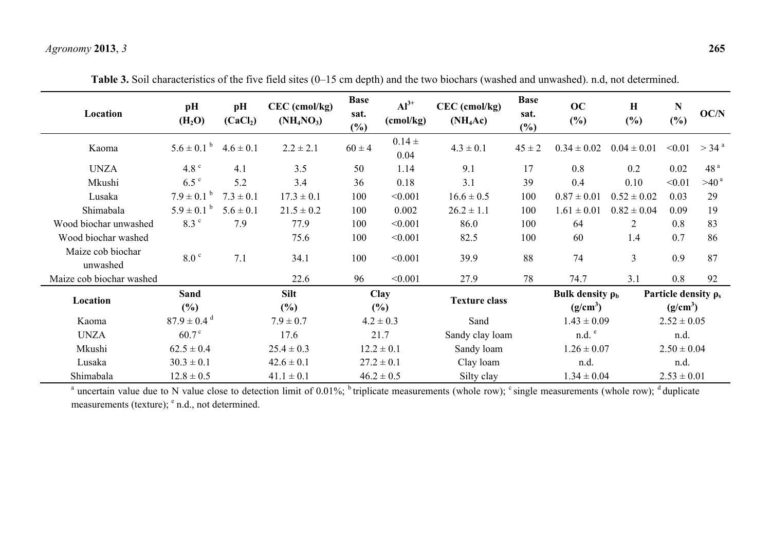**Table 3.** Soil characteristics of the five field sites (0–15 cm depth) and the two biochars (washed and unwashed). n.d, not determined.

| Location | pH ($H_2O$) | pH ($CaCl_2$) | CEC (cmol/kg) ($NH_4NO_3$) | Base sat. (%) | $Al^{3+}$ (cmol/kg) | CEC (cmol/kg) ($NH_4Ac$) | Base sat. (%) | OC (%) | H (%) | N (%) | OC/N |
|---|---|---|---|---|---|---|---|---|---|---|---|
| Kaoma | 5.6 ± 0.1 [b] | 4.6 ± 0.1 | 2.2 ± 2.1 | 60 ± 4 | 0.14 ± 0.04 | 4.3 ± 0.1 | 45 ± 2 | 0.34 ± 0.02 | 0.04 ± 0.01 | <0.01 | > 34 [a] |
| UNZA | 4.8 [c] | 4.1 | 3.5 | 50 | 1.14 | 9.1 | 17 | 0.8 | 0.2 | 0.02 | 48 [a] |
| Mkushi | 6.5 [c] | 5.2 | 3.4 | 36 | 0.18 | 3.1 | 39 | 0.4 | 0.10 | <0.01 | >40 [a] |
| Lusaka | 7.9 ± 0.1 [b] | 7.3 ± 0.1 | 17.3 ± 0.1 | 100 | <0.001 | 16.6 ± 0.5 | 100 | 0.87 ± 0.01 | 0.52 ± 0.02 | 0.03 | 29 |
| Shimabala | 5.9 ± 0.1 [b] | 5.6 ± 0.1 | 21.5 ± 0.2 | 100 | 0.002 | 26.2 ± 1.1 | 100 | 1.61 ± 0.01 | 0.82 ± 0.04 | 0.09 | 19 |
| Wood biochar unwashed | 8.3 [c] | 7.9 | 77.9 | 100 | <0.001 | 86.0 | 100 | 64 | 2 | 0.8 | 83 |
| Wood biochar washed | | | 75.6 | 100 | <0.001 | 82.5 | 100 | 60 | 1.4 | 0.7 | 86 |
| Maize cob biochar unwashed | 8.0 [c] | 7.1 | 34.1 | 100 | <0.001 | 39.9 | 88 | 74 | 3 | 0.9 | 87 |
| Maize cob biochar washed | | | 22.6 | 96 | <0.001 | 27.9 | 78 | 74.7 | 3.1 | 0.8 | 92 |

| Location | Sand (%) | Silt (%) | Clay (%) | Texture class | Bulk density $\rho_b$ ($g/cm^3$) | Particle density $\rho_s$ ($g/cm^3$) |
|---|---|---|---|---|---|---|
| Kaoma | 87.9 ± 0.4 [d] | 7.9 ± 0.7 | 4.2 ± 0.3 | Sand | 1.43 ± 0.09 | 2.52 ± 0.05 |
| UNZA | 60.7 [c] | 17.6 | 21.7 | Sandy clay loam | n.d. [e] | n.d. |
| Mkushi | 62.5 ± 0.4 | 25.4 ± 0.3 | 12.2 ± 0.1 | Sandy loam | 1.26 ± 0.07 | 2.50 ± 0.04 |
| Lusaka | 30.3 ± 0.1 | 42.6 ± 0.1 | 27.2 ± 0.1 | Clay loam | n.d. | n.d. |
| Shimabala | 12.8 ± 0.5 | 41.1 ± 0.1 | 46.2 ± 0.5 | Silty clay | 1.34 ± 0.04 | 2.53 ± 0.01 |

[a] uncertain value due to N value close to detection limit of 0.01%; [b] triplicate measurements (whole row); [c] single measurements (whole row); [d] duplicate measurements (texture); [e] n.d., not determined.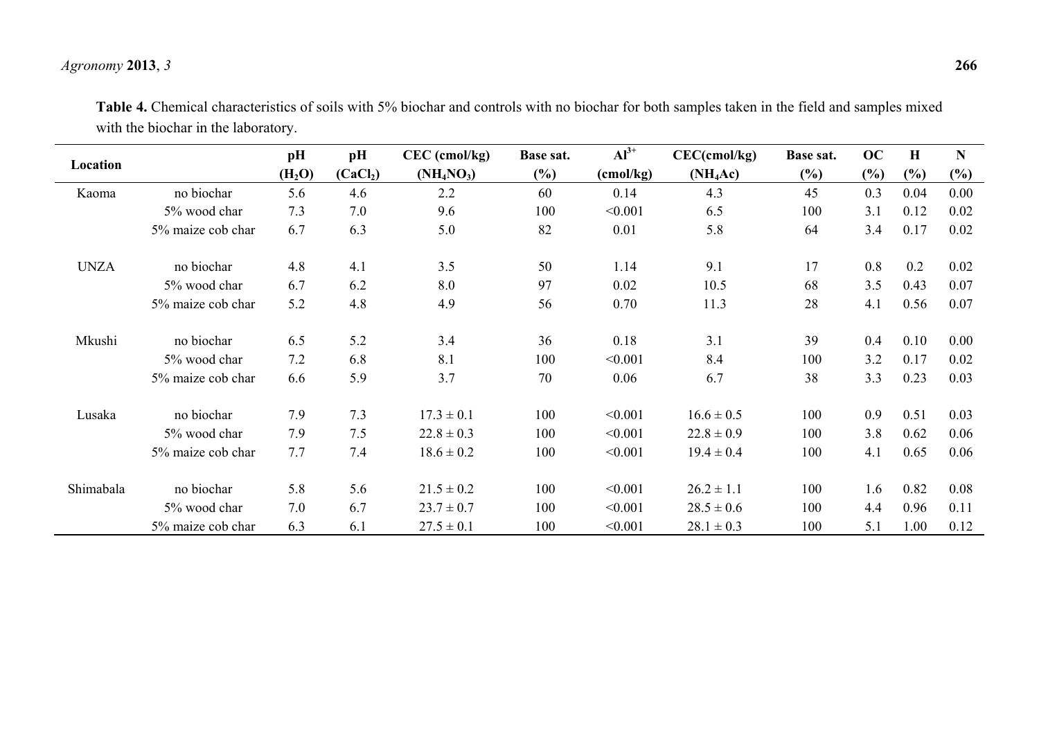**Table 4.** Chemical characteristics of soils with 5% biochar and controls with no biochar for both samples taken in the field and samples mixed with the biochar in the laboratory.

| Location | | pH ($H_2O$) | pH ($CaCl_2$) | CEC (cmol/kg) ($NH_4NO_3$) | Base sat. (%) | $Al^{3+}$ (cmol/kg) | CEC(cmol/kg) ($NH_4Ac$) | Base sat. (%) | OC (%) | H (%) | N (%) |
|---|---|---|---|---|---|---|---|---|---|---|---|
| Kaoma | no biochar | 5.6 | 4.6 | 2.2 | 60 | 0.14 | 4.3 | 45 | 0.3 | 0.04 | 0.00 |
| | 5% wood char | 7.3 | 7.0 | 9.6 | 100 | <0.001 | 6.5 | 100 | 3.1 | 0.12 | 0.02 |
| | 5% maize cob char | 6.7 | 6.3 | 5.0 | 82 | 0.01 | 5.8 | 64 | 3.4 | 0.17 | 0.02 |
| UNZA | no biochar | 4.8 | 4.1 | 3.5 | 50 | 1.14 | 9.1 | 17 | 0.8 | 0.2 | 0.02 |
| | 5% wood char | 6.7 | 6.2 | 8.0 | 97 | 0.02 | 10.5 | 68 | 3.5 | 0.43 | 0.07 |
| | 5% maize cob char | 5.2 | 4.8 | 4.9 | 56 | 0.70 | 11.3 | 28 | 4.1 | 0.56 | 0.07 |
| Mkushi | no biochar | 6.5 | 5.2 | 3.4 | 36 | 0.18 | 3.1 | 39 | 0.4 | 0.10 | 0.00 |
| | 5% wood char | 7.2 | 6.8 | 8.1 | 100 | <0.001 | 8.4 | 100 | 3.2 | 0.17 | 0.02 |
| | 5% maize cob char | 6.6 | 5.9 | 3.7 | 70 | 0.06 | 6.7 | 38 | 3.3 | 0.23 | 0.03 |
| Lusaka | no biochar | 7.9 | 7.3 | 17.3 ± 0.1 | 100 | <0.001 | 16.6 ± 0.5 | 100 | 0.9 | 0.51 | 0.03 |
| | 5% wood char | 7.9 | 7.5 | 22.8 ± 0.3 | 100 | <0.001 | 22.8 ± 0.9 | 100 | 3.8 | 0.62 | 0.06 |
| | 5% maize cob char | 7.7 | 7.4 | 18.6 ± 0.2 | 100 | <0.001 | 19.4 ± 0.4 | 100 | 4.1 | 0.65 | 0.06 |
| Shimabala | no biochar | 5.8 | 5.6 | 21.5 ± 0.2 | 100 | <0.001 | 26.2 ± 1.1 | 100 | 1.6 | 0.82 | 0.08 |
| | 5% wood char | 7.0 | 6.7 | 23.7 ± 0.7 | 100 | <0.001 | 28.5 ± 0.6 | 100 | 4.4 | 0.96 | 0.11 |
| | 5% maize cob char | 6.3 | 6.1 | 27.5 ± 0.1 | 100 | <0.001 | 28.1 ± 0.3 | 100 | 5.1 | 1.00 | 0.12 |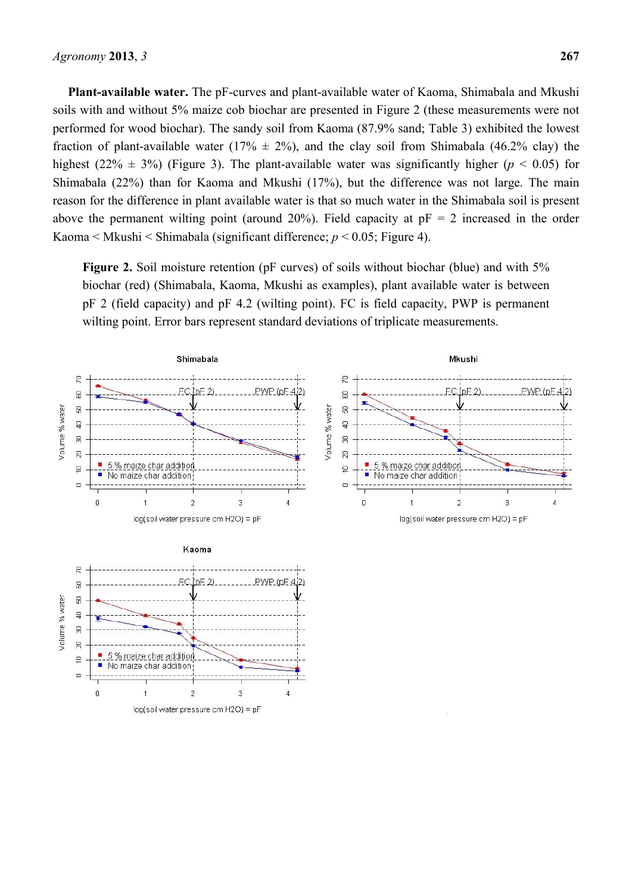**Plant-available water.** The pF-curves and plant-available water of Kaoma, Shimabala and Mkushi soils with and without 5% maize cob biochar are presented in Figure 2 (these measurements were not performed for wood biochar). The sandy soil from Kaoma (87.9% sand; Table 3) exhibited the lowest fraction of plant-available water (17% ± 2%), and the clay soil from Shimabala (46.2% clay) the highest (22% ± 3%) (Figure 3). The plant-available water was significantly higher ($p < 0.05$) for Shimabala (22%) than for Kaoma and Mkushi (17%), but the difference was not large. The main reason for the difference in plant available water is that so much water in the Shimabala soil is present above the permanent wilting point (around 20%). Field capacity at pF = 2 increased in the order Kaoma < Mkushi < Shimabala (significant difference; $p < 0.05$; Figure 4).

**Figure 2.** Soil moisture retention (pF curves) of soils without biochar (blue) and with 5% biochar (red) (Shimabala, Kaoma, Mkushi as examples), plant available water is between pF 2 (field capacity) and pF 4.2 (wilting point). FC is field capacity, PWP is permanent wilting point. Error bars represent standard deviations of triplicate measurements.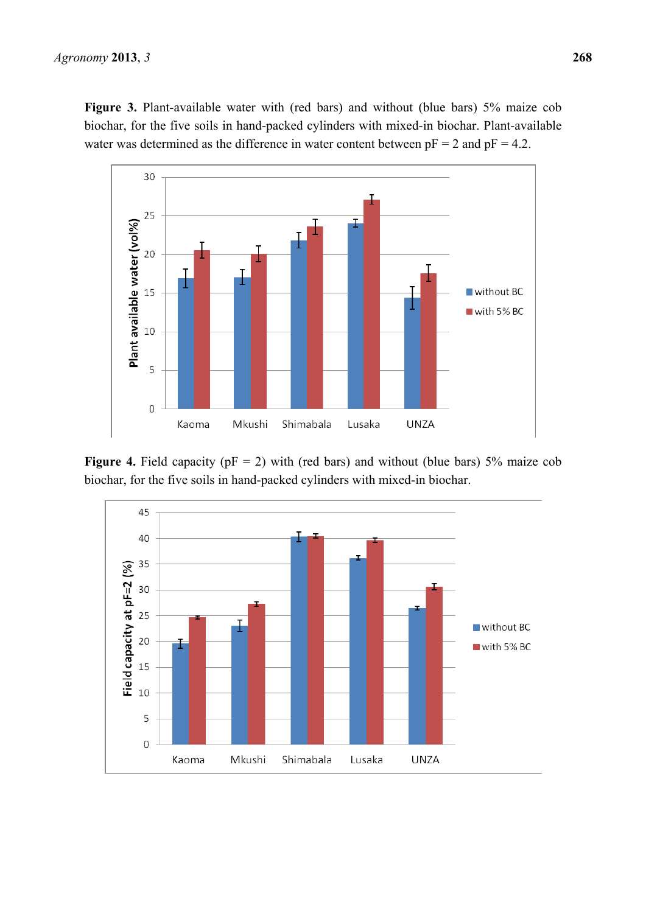**Figure 3.** Plant-available water with (red bars) and without (blue bars) 5% maize cob biochar, for the five soils in hand-packed cylinders with mixed-in biochar. Plant-available water was determined as the difference in water content between pF = 2 and pF = 4.2.

**Figure 4.** Field capacity (pF = 2) with (red bars) and without (blue bars) 5% maize cob biochar, for the five soils in hand-packed cylinders with mixed-in biochar.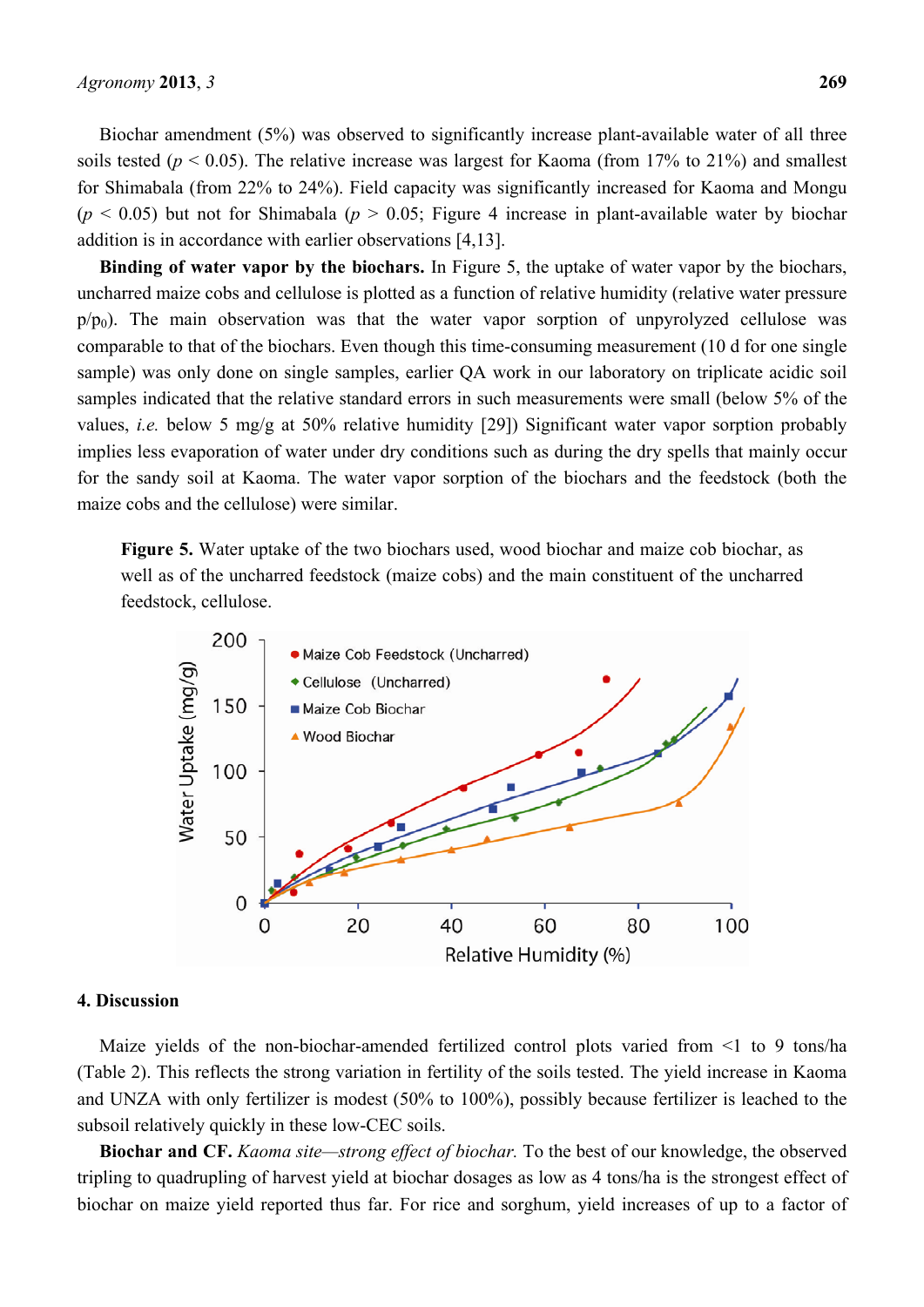Biochar amendment (5%) was observed to significantly increase plant-available water of all three soils tested ($p < 0.05$). The relative increase was largest for Kaoma (from 17% to 21%) and smallest for Shimabala (from 22% to 24%). Field capacity was significantly increased for Kaoma and Mongu ($p < 0.05$) but not for Shimabala ($p > 0.05$; Figure 4 increase in plant-available water by biochar addition is in accordance with earlier observations [4,13].

**Binding of water vapor by the biochars.** In Figure 5, the uptake of water vapor by the biochars, uncharred maize cobs and cellulose is plotted as a function of relative humidity (relative water pressure $p/p_0$). The main observation was that the water vapor sorption of unpyrolyzed cellulose was comparable to that of the biochars. Even though this time-consuming measurement (10 d for one single sample) was only done on single samples, earlier QA work in our laboratory on triplicate acidic soil samples indicated that the relative standard errors in such measurements were small (below 5% of the values, *i.e.* below 5 mg/g at 50% relative humidity [29]) Significant water vapor sorption probably implies less evaporation of water under dry conditions such as during the dry spells that mainly occur for the sandy soil at Kaoma. The water vapor sorption of the biochars and the feedstock (both the maize cobs and the cellulose) were similar.

**Figure 5.** Water uptake of the two biochars used, wood biochar and maize cob biochar, as well as of the uncharred feedstock (maize cobs) and the main constituent of the uncharred feedstock, cellulose.

## 4. Discussion

Maize yields of the non-biochar-amended fertilized control plots varied from <1 to 9 tons/ha (Table 2). This reflects the strong variation in fertility of the soils tested. The yield increase in Kaoma and UNZA with only fertilizer is modest (50% to 100%), possibly because fertilizer is leached to the subsoil relatively quickly in these low-CEC soils.

**Biochar and CF.** *Kaoma site—strong effect of biochar.* To the best of our knowledge, the observed tripling to quadrupling of harvest yield at biochar dosages as low as 4 tons/ha is the strongest effect of biochar on maize yield reported thus far. For rice and sorghum, yield increases of up to a factor of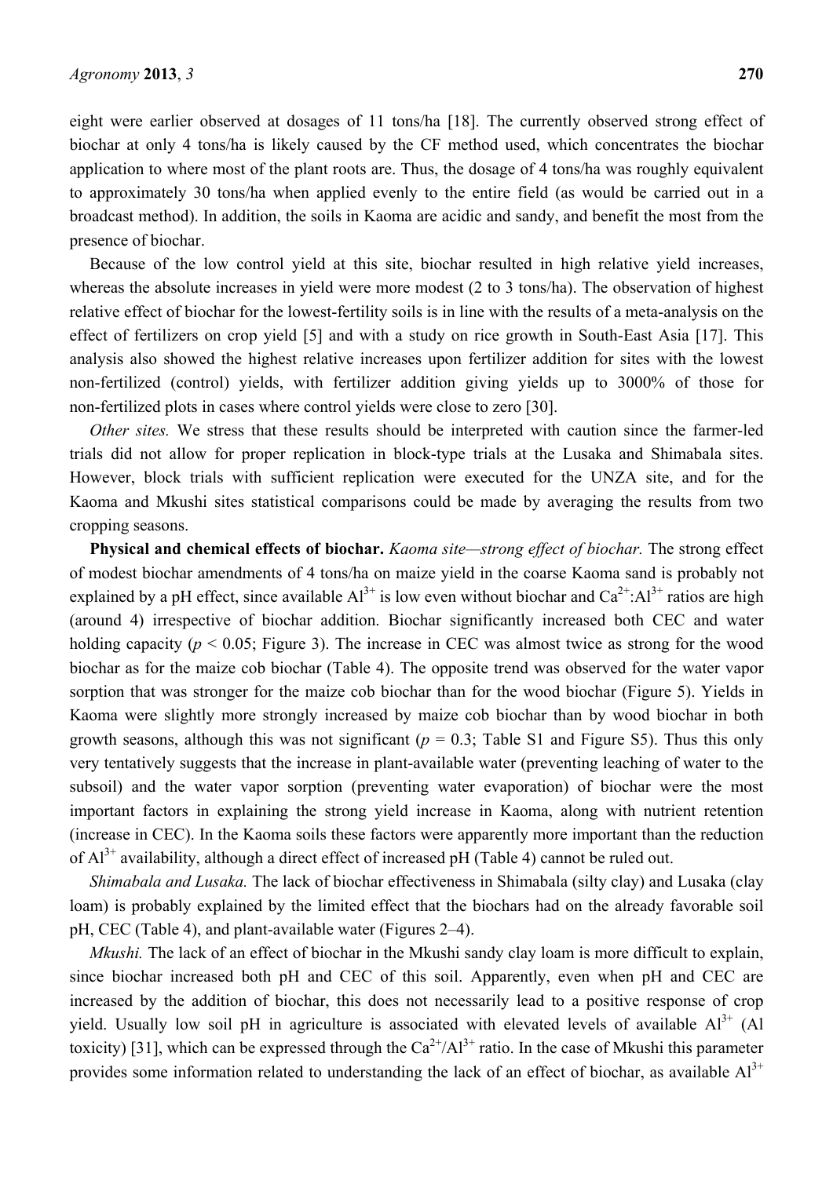eight were earlier observed at dosages of 11 tons/ha [18]. The currently observed strong effect of biochar at only 4 tons/ha is likely caused by the CF method used, which concentrates the biochar application to where most of the plant roots are. Thus, the dosage of 4 tons/ha was roughly equivalent to approximately 30 tons/ha when applied evenly to the entire field (as would be carried out in a broadcast method). In addition, the soils in Kaoma are acidic and sandy, and benefit the most from the presence of biochar.

Because of the low control yield at this site, biochar resulted in high relative yield increases, whereas the absolute increases in yield were more modest (2 to 3 tons/ha). The observation of highest relative effect of biochar for the lowest-fertility soils is in line with the results of a meta-analysis on the effect of fertilizers on crop yield [5] and with a study on rice growth in South-East Asia [17]. This analysis also showed the highest relative increases upon fertilizer addition for sites with the lowest non-fertilized (control) yields, with fertilizer addition giving yields up to 3000% of those for non-fertilized plots in cases where control yields were close to zero [30].

*Other sites.* We stress that these results should be interpreted with caution since the farmer-led trials did not allow for proper replication in block-type trials at the Lusaka and Shimabala sites. However, block trials with sufficient replication were executed for the UNZA site, and for the Kaoma and Mkushi sites statistical comparisons could be made by averaging the results from two cropping seasons.

**Physical and chemical effects of biochar.** *Kaoma site—strong effect of biochar.* The strong effect of modest biochar amendments of 4 tons/ha on maize yield in the coarse Kaoma sand is probably not explained by a pH effect, since available $Al^{3+}$ is low even without biochar and $Ca^{2+}$:$Al^{3+}$ ratios are high (around 4) irrespective of biochar addition. Biochar significantly increased both CEC and water holding capacity ($p < 0.05$; Figure 3). The increase in CEC was almost twice as strong for the wood biochar as for the maize cob biochar (Table 4). The opposite trend was observed for the water vapor sorption that was stronger for the maize cob biochar than for the wood biochar (Figure 5). Yields in Kaoma were slightly more strongly increased by maize cob biochar than by wood biochar in both growth seasons, although this was not significant ($p = 0.3$; Table S1 and Figure S5). Thus this only very tentatively suggests that the increase in plant-available water (preventing leaching of water to the subsoil) and the water vapor sorption (preventing water evaporation) of biochar were the most important factors in explaining the strong yield increase in Kaoma, along with nutrient retention (increase in CEC). In the Kaoma soils these factors were apparently more important than the reduction of $Al^{3+}$ availability, although a direct effect of increased pH (Table 4) cannot be ruled out.

*Shimabala and Lusaka.* The lack of biochar effectiveness in Shimabala (silty clay) and Lusaka (clay loam) is probably explained by the limited effect that the biochars had on the already favorable soil pH, CEC (Table 4), and plant-available water (Figures 2–4).

*Mkushi.* The lack of an effect of biochar in the Mkushi sandy clay loam is more difficult to explain, since biochar increased both pH and CEC of this soil. Apparently, even when pH and CEC are increased by the addition of biochar, this does not necessarily lead to a positive response of crop yield. Usually low soil pH in agriculture is associated with elevated levels of available $Al^{3+}$ (Al toxicity) [31], which can be expressed through the $Ca^{2+}$/$Al^{3+}$ ratio. In the case of Mkushi this parameter provides some information related to understanding the lack of an effect of biochar, as available $Al^{3+}$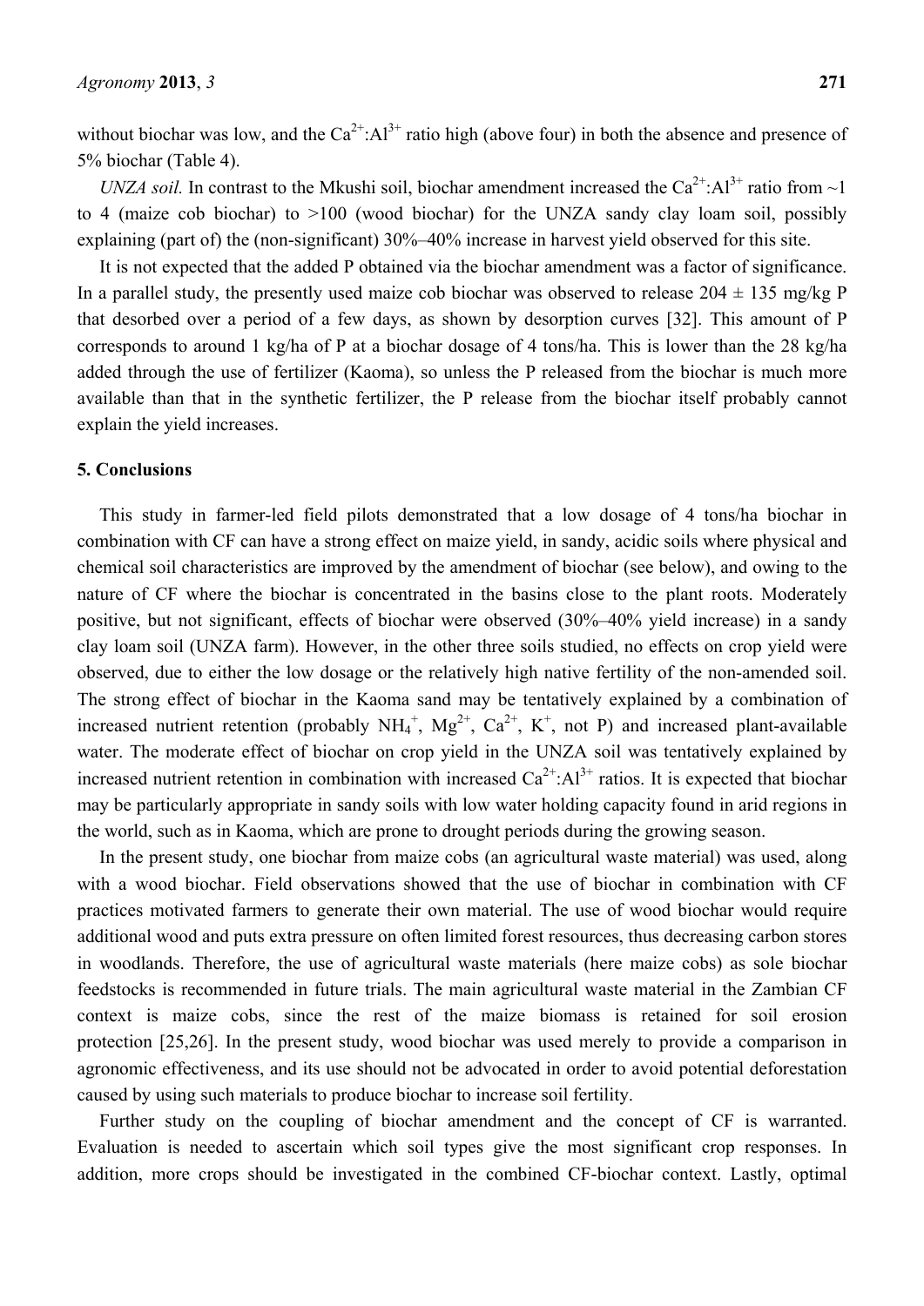without biochar was low, and the $Ca^{2+}$:$Al^{3+}$ ratio high (above four) in both the absence and presence of 5% biochar (Table 4).

*UNZA soil.* In contrast to the Mkushi soil, biochar amendment increased the $Ca^{2+}$:$Al^{3+}$ ratio from ~1 to 4 (maize cob biochar) to >100 (wood biochar) for the UNZA sandy clay loam soil, possibly explaining (part of) the (non-significant) 30%–40% increase in harvest yield observed for this site.

It is not expected that the added P obtained via the biochar amendment was a factor of significance. In a parallel study, the presently used maize cob biochar was observed to release 204 ± 135 mg/kg P that desorbed over a period of a few days, as shown by desorption curves [32]. This amount of P corresponds to around 1 kg/ha of P at a biochar dosage of 4 tons/ha. This is lower than the 28 kg/ha added through the use of fertilizer (Kaoma), so unless the P released from the biochar is much more available than that in the synthetic fertilizer, the P release from the biochar itself probably cannot explain the yield increases.

## 5. Conclusions

This study in farmer-led field pilots demonstrated that a low dosage of 4 tons/ha biochar in combination with CF can have a strong effect on maize yield, in sandy, acidic soils where physical and chemical soil characteristics are improved by the amendment of biochar (see below), and owing to the nature of CF where the biochar is concentrated in the basins close to the plant roots. Moderately positive, but not significant, effects of biochar were observed (30%–40% yield increase) in a sandy clay loam soil (UNZA farm). However, in the other three soils studied, no effects on crop yield were observed, due to either the low dosage or the relatively high native fertility of the non-amended soil. The strong effect of biochar in the Kaoma sand may be tentatively explained by a combination of increased nutrient retention (probably $NH_4^+$, $Mg^{2+}$, $Ca^{2+}$, $K^+$, not P) and increased plant-available water. The moderate effect of biochar on crop yield in the UNZA soil was tentatively explained by increased nutrient retention in combination with increased $Ca^{2+}$:$Al^{3+}$ ratios. It is expected that biochar may be particularly appropriate in sandy soils with low water holding capacity found in arid regions in the world, such as in Kaoma, which are prone to drought periods during the growing season.

In the present study, one biochar from maize cobs (an agricultural waste material) was used, along with a wood biochar. Field observations showed that the use of biochar in combination with CF practices motivated farmers to generate their own material. The use of wood biochar would require additional wood and puts extra pressure on often limited forest resources, thus decreasing carbon stores in woodlands. Therefore, the use of agricultural waste materials (here maize cobs) as sole biochar feedstocks is recommended in future trials. The main agricultural waste material in the Zambian CF context is maize cobs, since the rest of the maize biomass is retained for soil erosion protection [25,26]. In the present study, wood biochar was used merely to provide a comparison in agronomic effectiveness, and its use should not be advocated in order to avoid potential deforestation caused by using such materials to produce biochar to increase soil fertility.

Further study on the coupling of biochar amendment and the concept of CF is warranted. Evaluation is needed to ascertain which soil types give the most significant crop responses. In addition, more crops should be investigated in the combined CF-biochar context. Lastly, optimal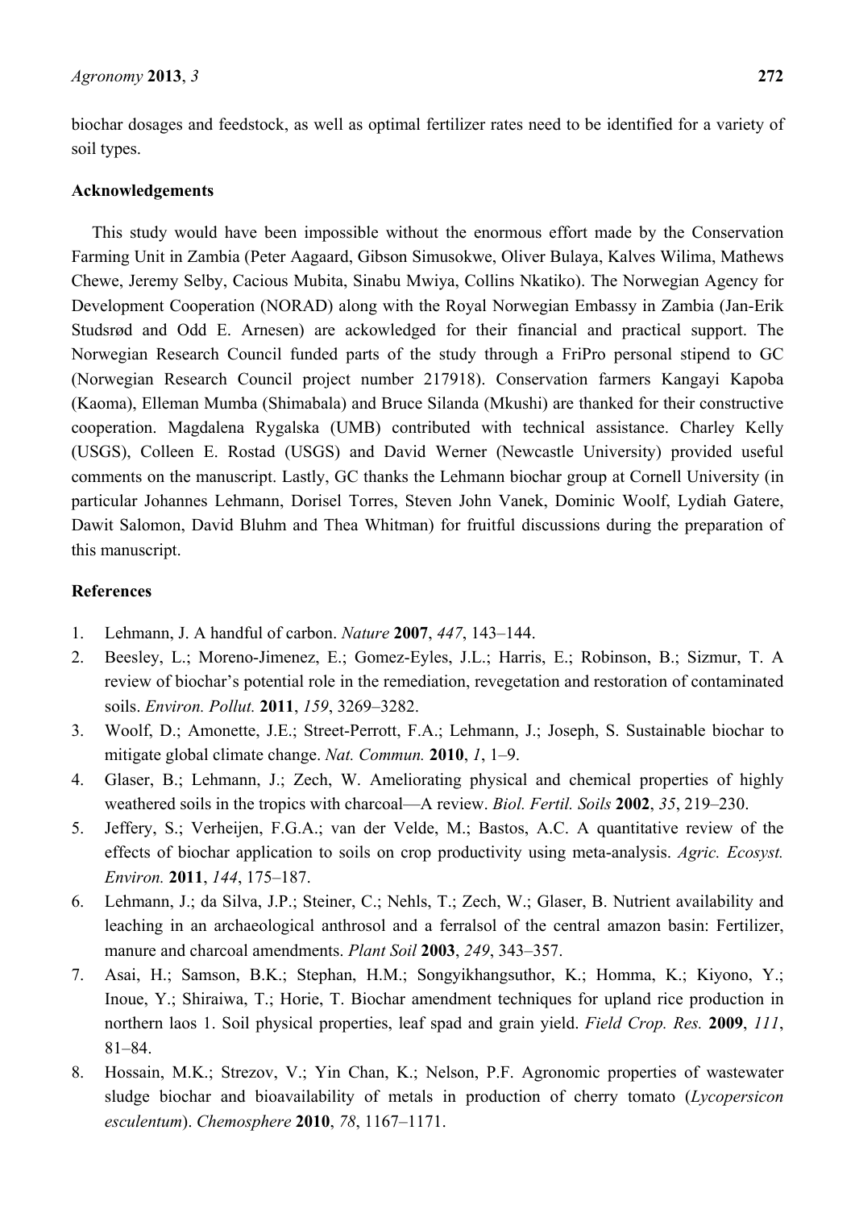biochar dosages and feedstock, as well as optimal fertilizer rates need to be identified for a variety of soil types.

## Acknowledgements

This study would have been impossible without the enormous effort made by the Conservation Farming Unit in Zambia (Peter Aagaard, Gibson Simusokwe, Oliver Bulaya, Kalves Wilima, Mathews Chewe, Jeremy Selby, Cacious Mubita, Sinabu Mwiya, Collins Nkatiko). The Norwegian Agency for Development Cooperation (NORAD) along with the Royal Norwegian Embassy in Zambia (Jan-Erik Studsrød and Odd E. Arnesen) are ackowledged for their financial and practical support. The Norwegian Research Council funded parts of the study through a FriPro personal stipend to GC (Norwegian Research Council project number 217918). Conservation farmers Kangayi Kapoba (Kaoma), Elleman Mumba (Shimabala) and Bruce Silanda (Mkushi) are thanked for their constructive cooperation. Magdalena Rygalska (UMB) contributed with technical assistance. Charley Kelly (USGS), Colleen E. Rostad (USGS) and David Werner (Newcastle University) provided useful comments on the manuscript. Lastly, GC thanks the Lehmann biochar group at Cornell University (in particular Johannes Lehmann, Dorisel Torres, Steven John Vanek, Dominic Woolf, Lydiah Gatere, Dawit Salomon, David Bluhm and Thea Whitman) for fruitful discussions during the preparation of this manuscript.

## References

1. Lehmann, J. A handful of carbon. *Nature* **2007**, *447*, 143–144.
2. Beesley, L.; Moreno-Jimenez, E.; Gomez-Eyles, J.L.; Harris, E.; Robinson, B.; Sizmur, T. A review of biochar's potential role in the remediation, revegetation and restoration of contaminated soils. *Environ. Pollut.* **2011**, *159*, 3269–3282.
3. Woolf, D.; Amonette, J.E.; Street-Perrott, F.A.; Lehmann, J.; Joseph, S. Sustainable biochar to mitigate global climate change. *Nat. Commun.* **2010**, *1*, 1–9.
4. Glaser, B.; Lehmann, J.; Zech, W. Ameliorating physical and chemical properties of highly weathered soils in the tropics with charcoal—A review. *Biol. Fertil. Soils* **2002**, *35*, 219–230.
5. Jeffery, S.; Verheijen, F.G.A.; van der Velde, M.; Bastos, A.C. A quantitative review of the effects of biochar application to soils on crop productivity using meta-analysis. *Agric. Ecosyst. Environ.* **2011**, *144*, 175–187.
6. Lehmann, J.; da Silva, J.P.; Steiner, C.; Nehls, T.; Zech, W.; Glaser, B. Nutrient availability and leaching in an archaeological anthrosol and a ferralsol of the central amazon basin: Fertilizer, manure and charcoal amendments. *Plant Soil* **2003**, *249*, 343–357.
7. Asai, H.; Samson, B.K.; Stephan, H.M.; Songyikhangsuthor, K.; Homma, K.; Kiyono, Y.; Inoue, Y.; Shiraiwa, T.; Horie, T. Biochar amendment techniques for upland rice production in northern laos 1. Soil physical properties, leaf spad and grain yield. *Field Crop. Res.* **2009**, *111*, 81–84.
8. Hossain, M.K.; Strezov, V.; Yin Chan, K.; Nelson, P.F. Agronomic properties of wastewater sludge biochar and bioavailability of metals in production of cherry tomato (*Lycopersicon esculentum*). *Chemosphere* **2010**, *78*, 1167–1171.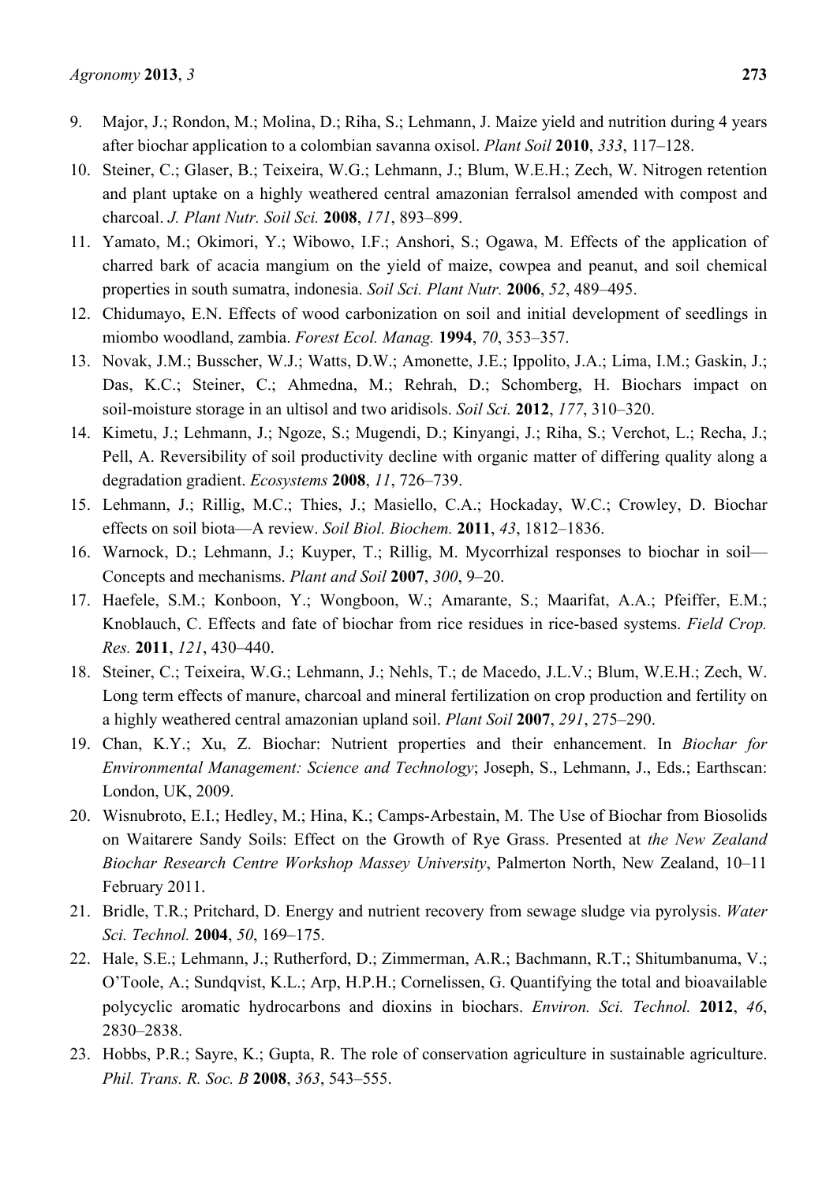9. Major, J.; Rondon, M.; Molina, D.; Riha, S.; Lehmann, J. Maize yield and nutrition during 4 years after biochar application to a colombian savanna oxisol. *Plant Soil* **2010**, *333*, 117–128.
10. Steiner, C.; Glaser, B.; Teixeira, W.G.; Lehmann, J.; Blum, W.E.H.; Zech, W. Nitrogen retention and plant uptake on a highly weathered central amazonian ferralsol amended with compost and charcoal. *J. Plant Nutr. Soil Sci.* **2008**, *171*, 893–899.
11. Yamato, M.; Okimori, Y.; Wibowo, I.F.; Anshori, S.; Ogawa, M. Effects of the application of charred bark of acacia mangium on the yield of maize, cowpea and peanut, and soil chemical properties in south sumatra, indonesia. *Soil Sci. Plant Nutr.* **2006**, *52*, 489–495.
12. Chidumayo, E.N. Effects of wood carbonization on soil and initial development of seedlings in miombo woodland, zambia. *Forest Ecol. Manag.* **1994**, *70*, 353–357.
13. Novak, J.M.; Busscher, W.J.; Watts, D.W.; Amonette, J.E.; Ippolito, J.A.; Lima, I.M.; Gaskin, J.; Das, K.C.; Steiner, C.; Ahmedna, M.; Rehrah, D.; Schomberg, H. Biochars impact on soil-moisture storage in an ultisol and two aridisols. *Soil Sci.* **2012**, *177*, 310–320.
14. Kimetu, J.; Lehmann, J.; Ngoze, S.; Mugendi, D.; Kinyangi, J.; Riha, S.; Verchot, L.; Recha, J.; Pell, A. Reversibility of soil productivity decline with organic matter of differing quality along a degradation gradient. *Ecosystems* **2008**, *11*, 726–739.
15. Lehmann, J.; Rillig, M.C.; Thies, J.; Masiello, C.A.; Hockaday, W.C.; Crowley, D. Biochar effects on soil biota—A review. *Soil Biol. Biochem.* **2011**, *43*, 1812–1836.
16. Warnock, D.; Lehmann, J.; Kuyper, T.; Rillig, M. Mycorrhizal responses to biochar in soil—Concepts and mechanisms. *Plant and Soil* **2007**, *300*, 9–20.
17. Haefele, S.M.; Konboon, Y.; Wongboon, W.; Amarante, S.; Maarifat, A.A.; Pfeiffer, E.M.; Knoblauch, C. Effects and fate of biochar from rice residues in rice-based systems. *Field Crop. Res.* **2011**, *121*, 430–440.
18. Steiner, C.; Teixeira, W.G.; Lehmann, J.; Nehls, T.; de Macedo, J.L.V.; Blum, W.E.H.; Zech, W. Long term effects of manure, charcoal and mineral fertilization on crop production and fertility on a highly weathered central amazonian upland soil. *Plant Soil* **2007**, *291*, 275–290.
19. Chan, K.Y.; Xu, Z. Biochar: Nutrient properties and their enhancement. In *Biochar for Environmental Management: Science and Technology*; Joseph, S., Lehmann, J., Eds.; Earthscan: London, UK, 2009.
20. Wisnubroto, E.I.; Hedley, M.; Hina, K.; Camps-Arbestain, M. The Use of Biochar from Biosolids on Waitarere Sandy Soils: Effect on the Growth of Rye Grass. Presented at *the New Zealand Biochar Research Centre Workshop Massey University*, Palmerton North, New Zealand, 10–11 February 2011.
21. Bridle, T.R.; Pritchard, D. Energy and nutrient recovery from sewage sludge via pyrolysis. *Water Sci. Technol.* **2004**, *50*, 169–175.
22. Hale, S.E.; Lehmann, J.; Rutherford, D.; Zimmerman, A.R.; Bachmann, R.T.; Shitumbanuma, V.; O'Toole, A.; Sundqvist, K.L.; Arp, H.P.H.; Cornelissen, G. Quantifying the total and bioavailable polycyclic aromatic hydrocarbons and dioxins in biochars. *Environ. Sci. Technol.* **2012**, *46*, 2830–2838.
23. Hobbs, P.R.; Sayre, K.; Gupta, R. The role of conservation agriculture in sustainable agriculture. *Phil. Trans. R. Soc. B* **2008**, *363*, 543–555.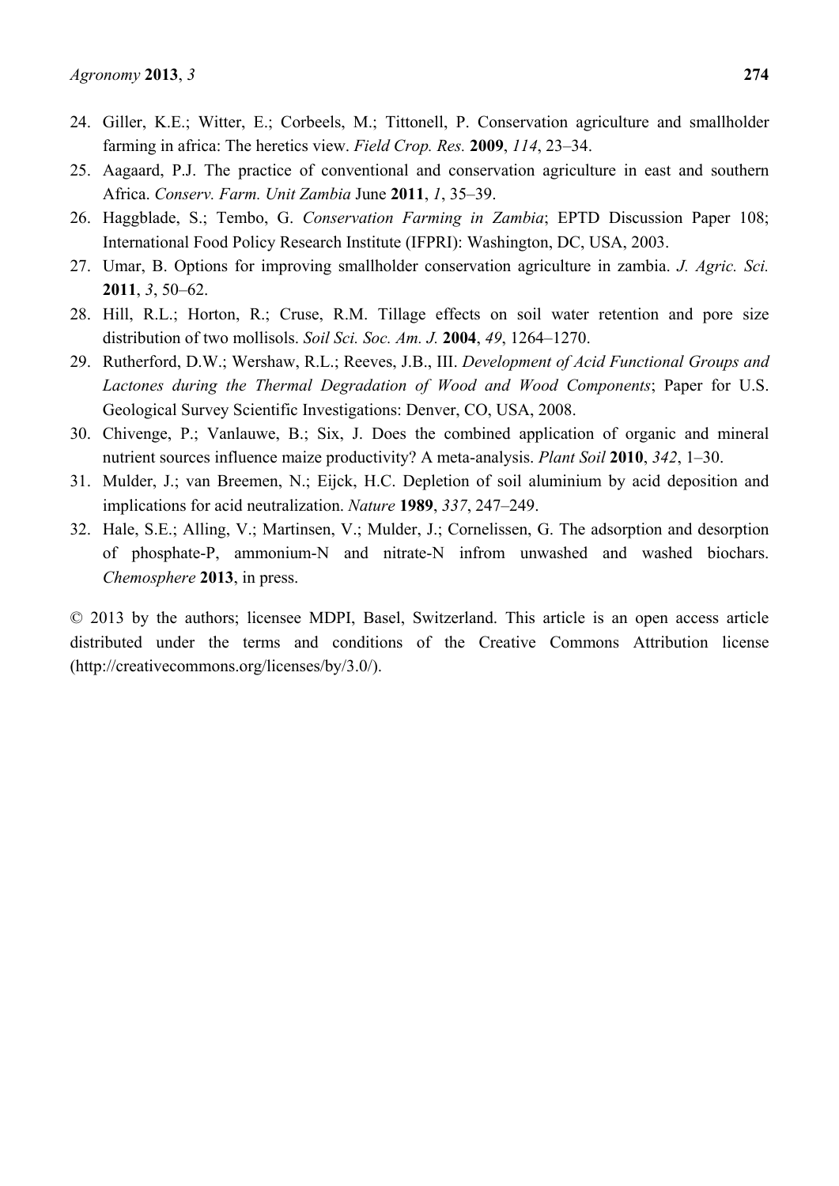24. Giller, K.E.; Witter, E.; Corbeels, M.; Tittonell, P. Conservation agriculture and smallholder farming in africa: The heretics view. *Field Crop. Res.* **2009**, *114*, 23–34.
25. Aagaard, P.J. The practice of conventional and conservation agriculture in east and southern Africa. *Conserv. Farm. Unit Zambia* June **2011**, *1*, 35–39.
26. Haggblade, S.; Tembo, G. *Conservation Farming in Zambia*; EPTD Discussion Paper 108; International Food Policy Research Institute (IFPRI): Washington, DC, USA, 2003.
27. Umar, B. Options for improving smallholder conservation agriculture in zambia. *J. Agric. Sci.* **2011**, *3*, 50–62.
28. Hill, R.L.; Horton, R.; Cruse, R.M. Tillage effects on soil water retention and pore size distribution of two mollisols. *Soil Sci. Soc. Am. J.* **2004**, *49*, 1264–1270.
29. Rutherford, D.W.; Wershaw, R.L.; Reeves, J.B., III. *Development of Acid Functional Groups and Lactones during the Thermal Degradation of Wood and Wood Components*; Paper for U.S. Geological Survey Scientific Investigations: Denver, CO, USA, 2008.
30. Chivenge, P.; Vanlauwe, B.; Six, J. Does the combined application of organic and mineral nutrient sources influence maize productivity? A meta-analysis. *Plant Soil* **2010**, *342*, 1–30.
31. Mulder, J.; van Breemen, N.; Eijck, H.C. Depletion of soil aluminium by acid deposition and implications for acid neutralization. *Nature* **1989**, *337*, 247–249.
32. Hale, S.E.; Alling, V.; Martinsen, V.; Mulder, J.; Cornelissen, G. The adsorption and desorption of phosphate-P, ammonium-N and nitrate-N infrom unwashed and washed biochars. *Chemosphere* **2013**, in press.

© 2013 by the authors; licensee MDPI, Basel, Switzerland. This article is an open access article distributed under the terms and conditions of the Creative Commons Attribution license (http://creativecommons.org/licenses/by/3.0/).